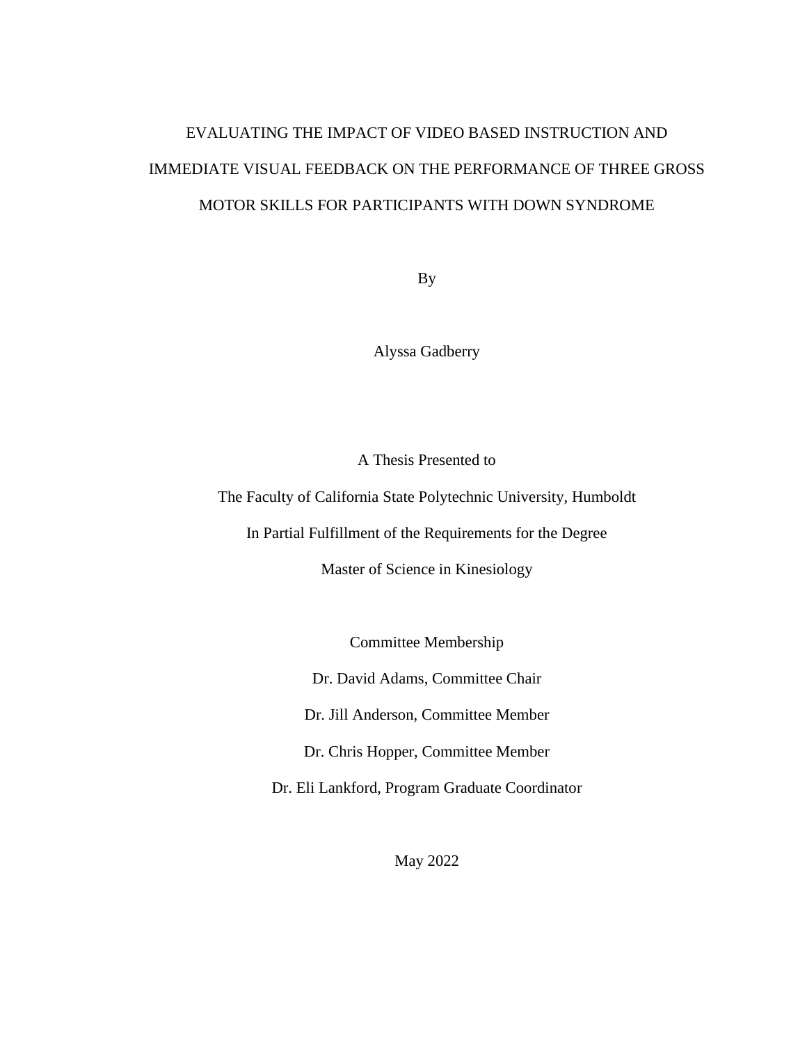# EVALUATING THE IMPACT OF VIDEO BASED INSTRUCTION AND IMMEDIATE VISUAL FEEDBACK ON THE PERFORMANCE OF THREE GROSS MOTOR SKILLS FOR PARTICIPANTS WITH DOWN SYNDROME

By

Alyssa Gadberry

A Thesis Presented to

The Faculty of California State Polytechnic University, Humboldt

In Partial Fulfillment of the Requirements for the Degree

Master of Science in Kinesiology

Committee Membership

Dr. David Adams, Committee Chair

Dr. Jill Anderson, Committee Member

Dr. Chris Hopper, Committee Member

Dr. Eli Lankford, Program Graduate Coordinator

May 2022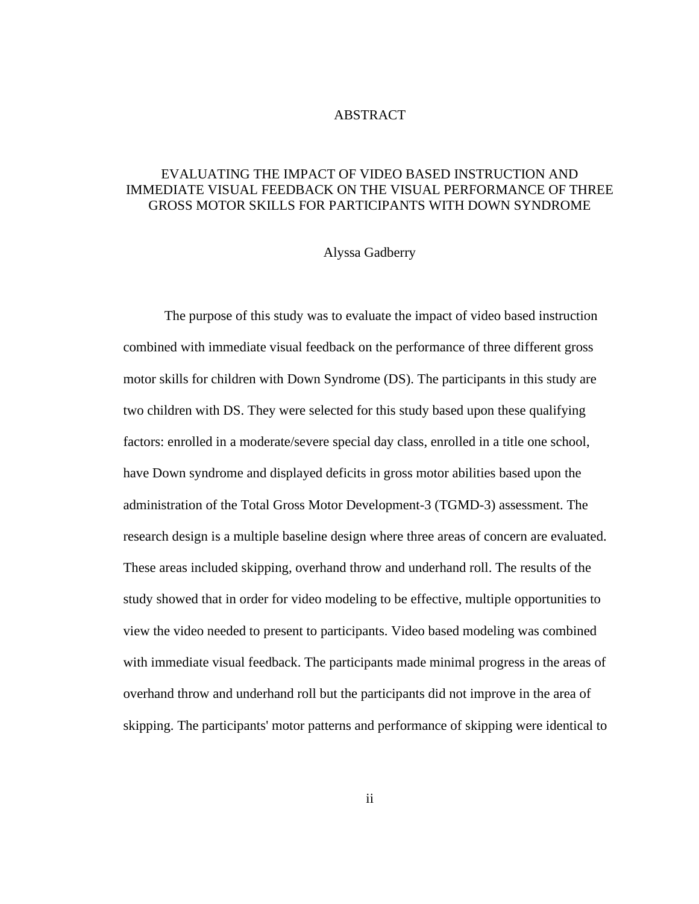# ABSTRACT

## EVALUATING THE IMPACT OF VIDEO BASED INSTRUCTION AND IMMEDIATE VISUAL FEEDBACK ON THE VISUAL PERFORMANCE OF THREE GROSS MOTOR SKILLS FOR PARTICIPANTS WITH DOWN SYNDROME

Alyssa Gadberry

The purpose of this study was to evaluate the impact of video based instruction combined with immediate visual feedback on the performance of three different gross motor skills for children with Down Syndrome (DS). The participants in this study are two children with DS. They were selected for this study based upon these qualifying factors: enrolled in a moderate/severe special day class, enrolled in a title one school, have Down syndrome and displayed deficits in gross motor abilities based upon the administration of the Total Gross Motor Development-3 (TGMD-3) assessment. The research design is a multiple baseline design where three areas of concern are evaluated. These areas included skipping, overhand throw and underhand roll. The results of the study showed that in order for video modeling to be effective, multiple opportunities to view the video needed to present to participants. Video based modeling was combined with immediate visual feedback. The participants made minimal progress in the areas of overhand throw and underhand roll but the participants did not improve in the area of skipping. The participants' motor patterns and performance of skipping were identical to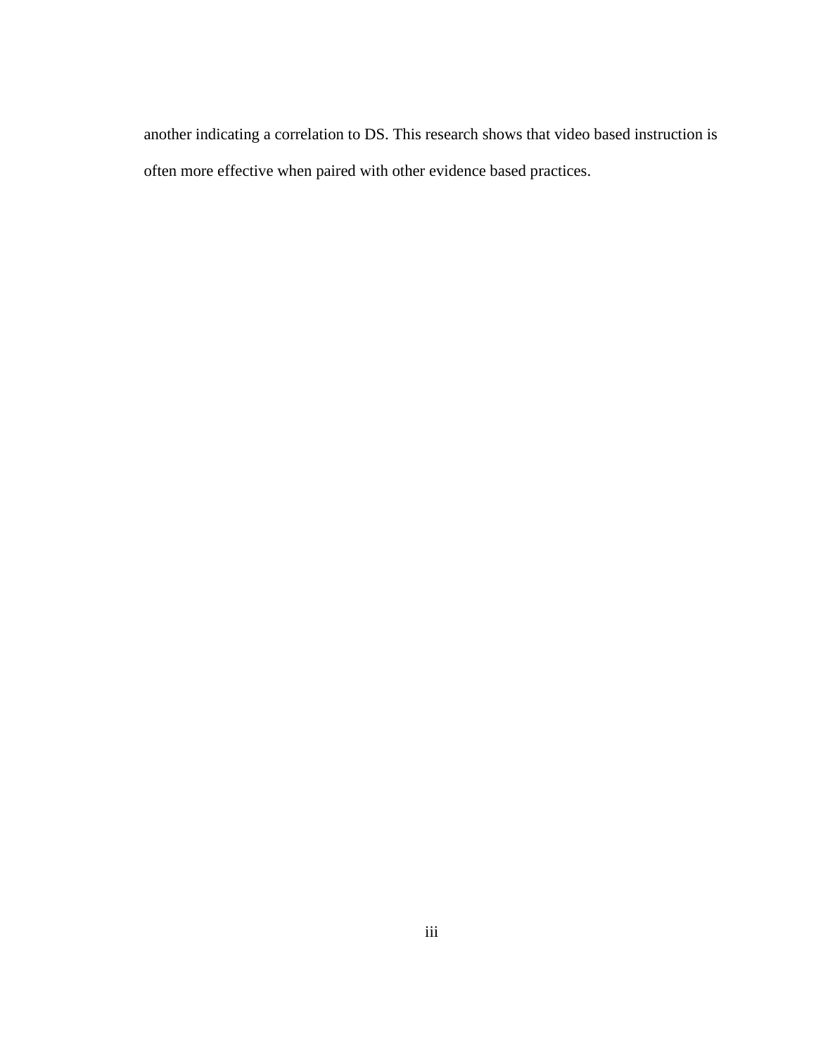another indicating a correlation to DS. This research shows that video based instruction is often more effective when paired with other evidence based practices.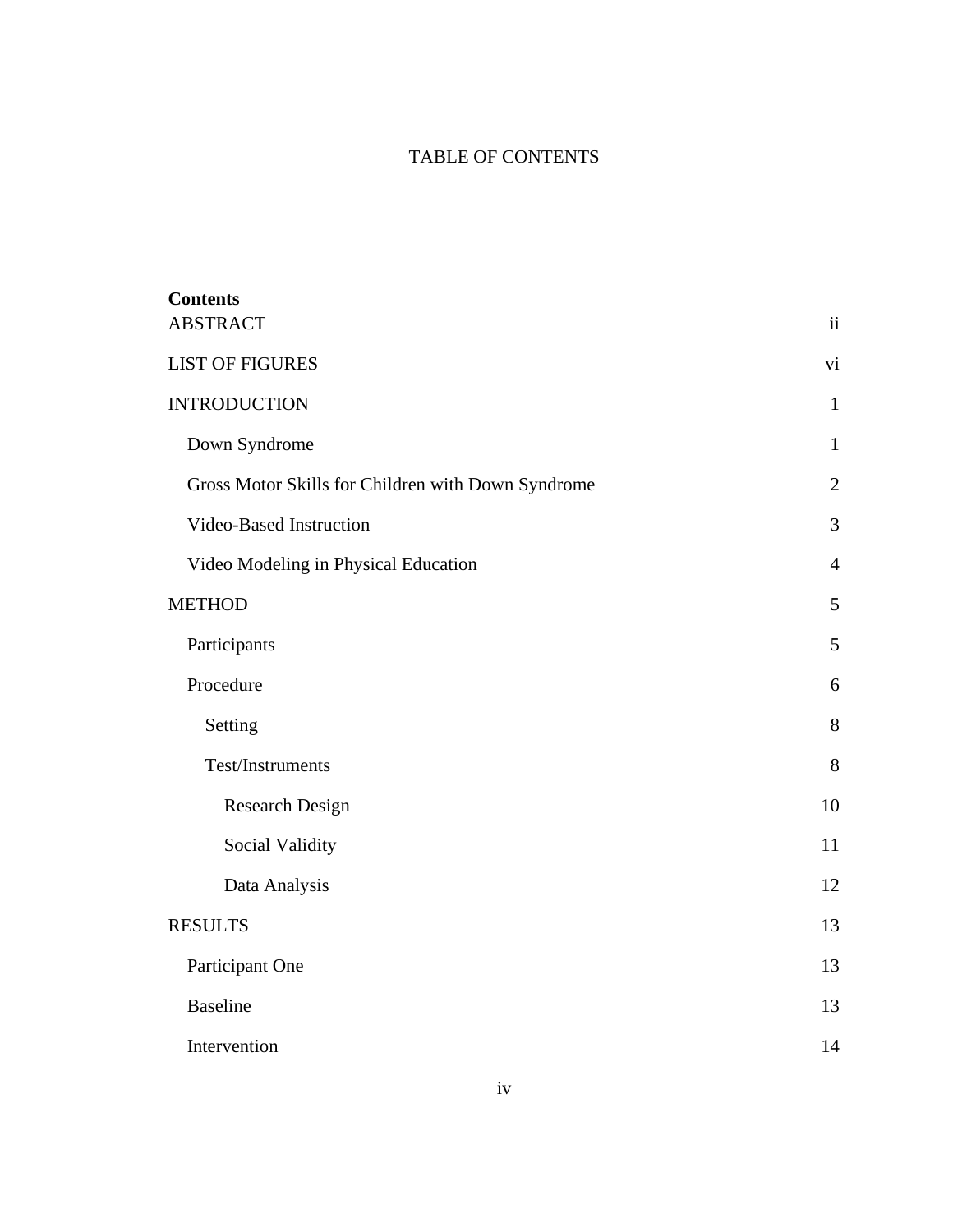# TABLE OF CONTENTS

**Contents**

| | |
|---|---|
| ABSTRACT | ii |
| LIST OF FIGURES | vi |
| INTRODUCTION | 1 |
| &nbsp;&nbsp;Down Syndrome | 1 |
| &nbsp;&nbsp;Gross Motor Skills for Children with Down Syndrome | 2 |
| &nbsp;&nbsp;Video-Based Instruction | 3 |
| &nbsp;&nbsp;Video Modeling in Physical Education | 4 |
| METHOD | 5 |
| &nbsp;&nbsp;Participants | 5 |
| &nbsp;&nbsp;Procedure | 6 |
| &nbsp;&nbsp;&nbsp;&nbsp;Setting | 8 |
| &nbsp;&nbsp;&nbsp;&nbsp;Test/Instruments | 8 |
| &nbsp;&nbsp;&nbsp;&nbsp;&nbsp;&nbsp;Research Design | 10 |
| &nbsp;&nbsp;&nbsp;&nbsp;&nbsp;&nbsp;Social Validity | 11 |
| &nbsp;&nbsp;&nbsp;&nbsp;&nbsp;&nbsp;Data Analysis | 12 |
| RESULTS | 13 |
| &nbsp;&nbsp;Participant One | 13 |
| &nbsp;&nbsp;Baseline | 13 |
| &nbsp;&nbsp;Intervention | 14 |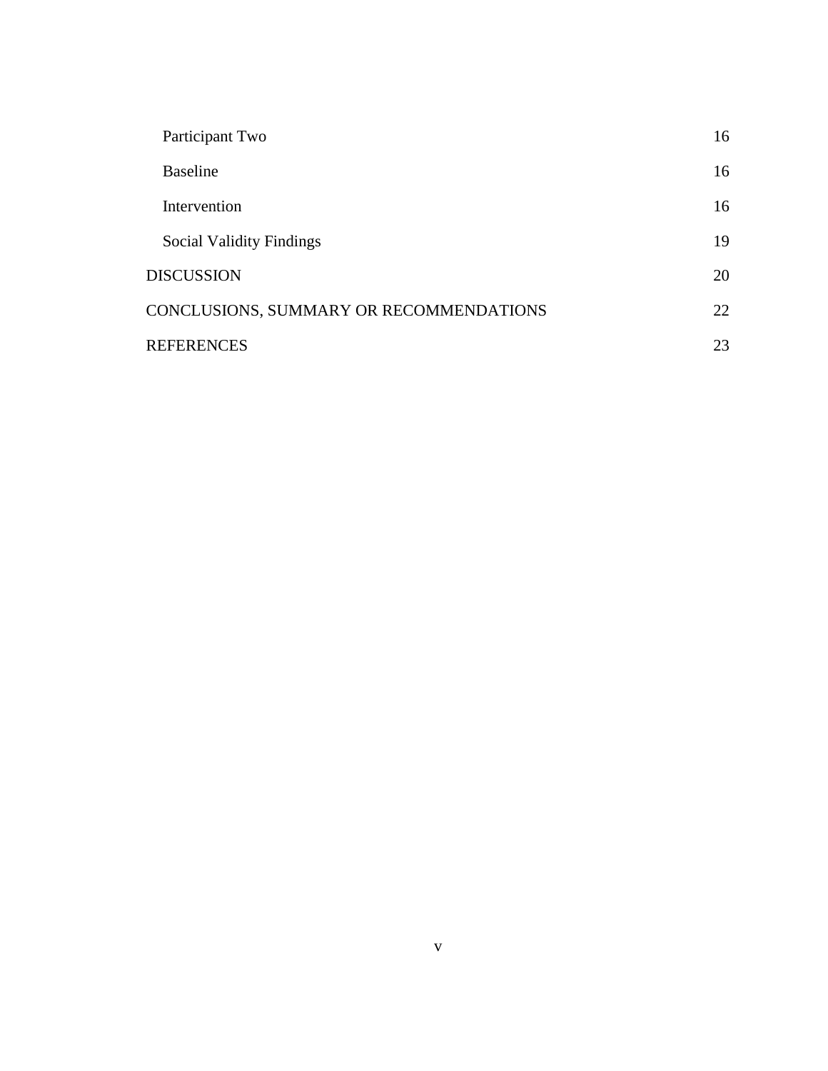| | |
|---|---|
| Participant Two | 16 |
| Baseline | 16 |
| Intervention | 16 |
| Social Validity Findings | 19 |
| DISCUSSION | 20 |
| CONCLUSIONS, SUMMARY OR RECOMMENDATIONS | 22 |
| REFERENCES | 23 |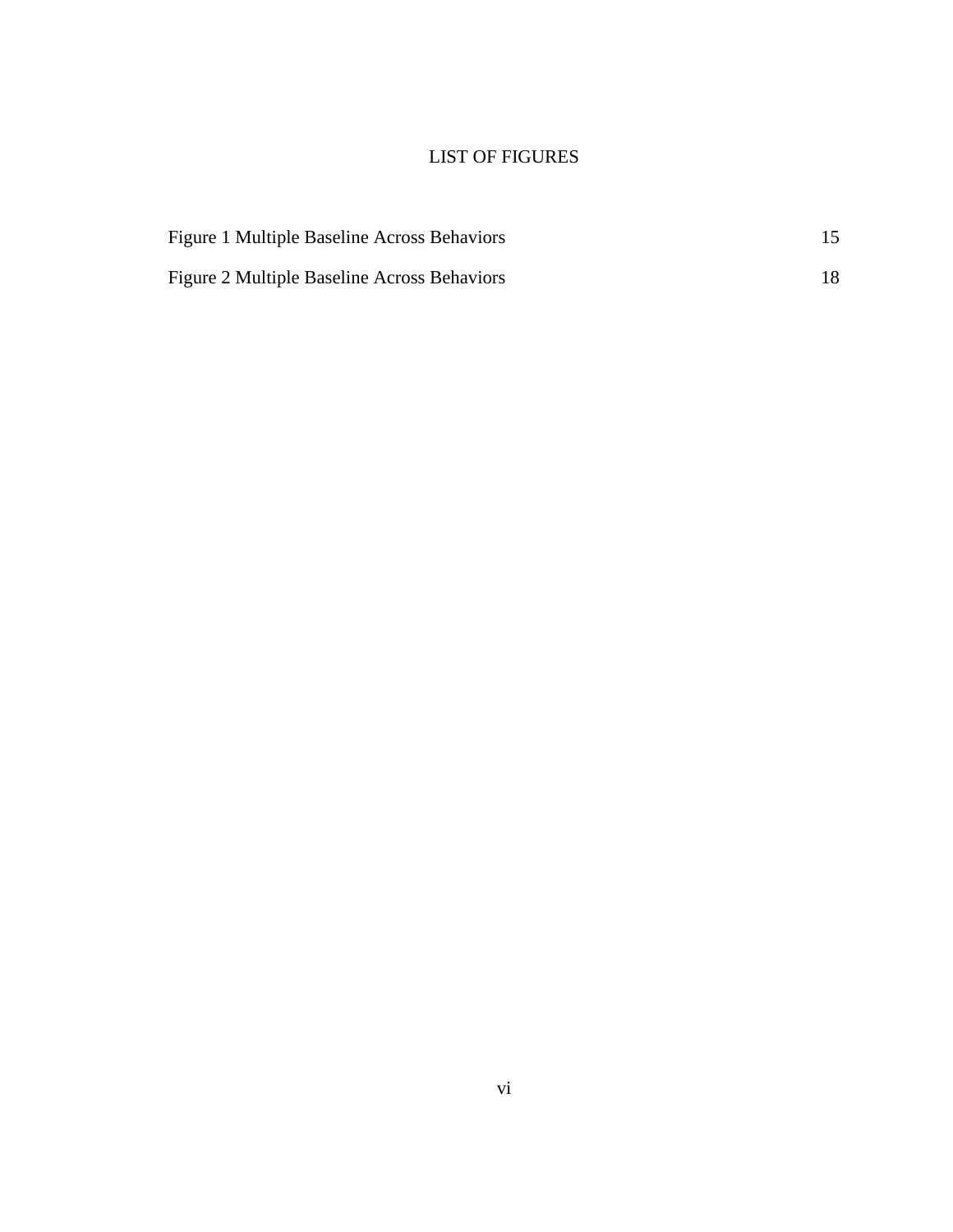# LIST OF FIGURES

| | |
|---|---|
| Figure 1 Multiple Baseline Across Behaviors | 15 |
| Figure 2 Multiple Baseline Across Behaviors | 18 |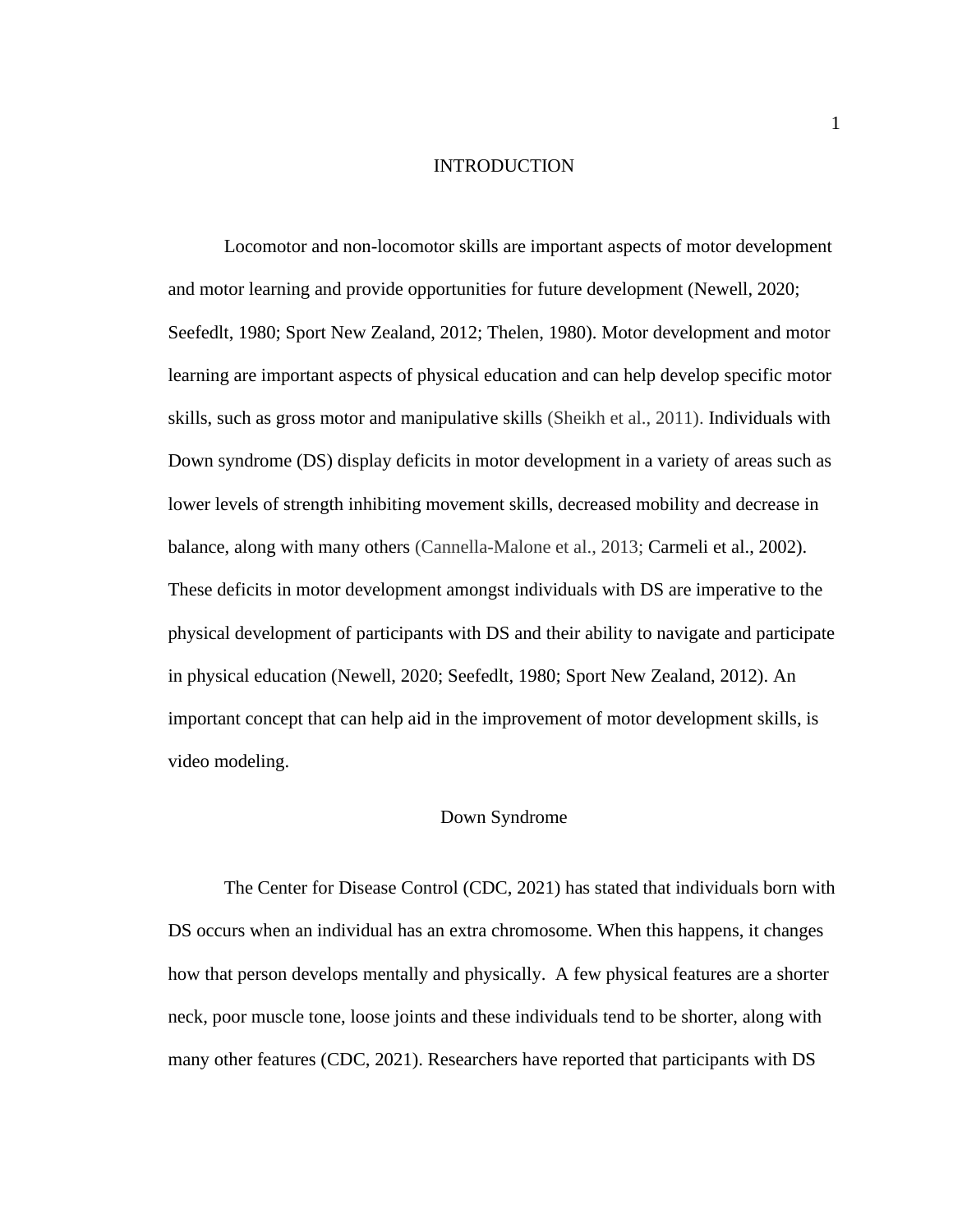# INTRODUCTION

Locomotor and non-locomotor skills are important aspects of motor development and motor learning and provide opportunities for future development (Newell, 2020; Seefedlt, 1980; Sport New Zealand, 2012; Thelen, 1980). Motor development and motor learning are important aspects of physical education and can help develop specific motor skills, such as gross motor and manipulative skills (Sheikh et al., 2011). Individuals with Down syndrome (DS) display deficits in motor development in a variety of areas such as lower levels of strength inhibiting movement skills, decreased mobility and decrease in balance, along with many others (Cannella-Malone et al., 2013; Carmeli et al., 2002). These deficits in motor development amongst individuals with DS are imperative to the physical development of participants with DS and their ability to navigate and participate in physical education (Newell, 2020; Seefedlt, 1980; Sport New Zealand, 2012). An important concept that can help aid in the improvement of motor development skills, is video modeling.

## Down Syndrome

The Center for Disease Control (CDC, 2021) has stated that individuals born with DS occurs when an individual has an extra chromosome. When this happens, it changes how that person develops mentally and physically. A few physical features are a shorter neck, poor muscle tone, loose joints and these individuals tend to be shorter, along with many other features (CDC, 2021). Researchers have reported that participants with DS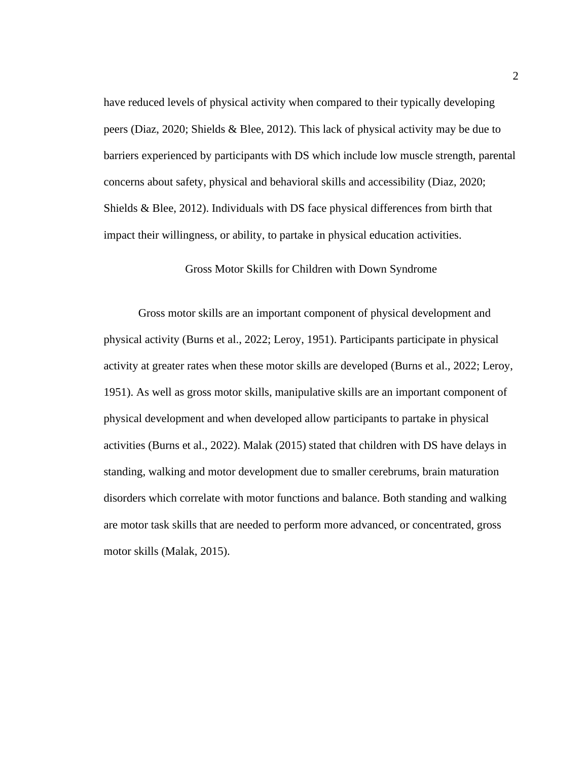have reduced levels of physical activity when compared to their typically developing peers (Diaz, 2020; Shields & Blee, 2012). This lack of physical activity may be due to barriers experienced by participants with DS which include low muscle strength, parental concerns about safety, physical and behavioral skills and accessibility (Diaz, 2020; Shields & Blee, 2012). Individuals with DS face physical differences from birth that impact their willingness, or ability, to partake in physical education activities.

## Gross Motor Skills for Children with Down Syndrome

Gross motor skills are an important component of physical development and physical activity (Burns et al., 2022; Leroy, 1951). Participants participate in physical activity at greater rates when these motor skills are developed (Burns et al., 2022; Leroy, 1951). As well as gross motor skills, manipulative skills are an important component of physical development and when developed allow participants to partake in physical activities (Burns et al., 2022). Malak (2015) stated that children with DS have delays in standing, walking and motor development due to smaller cerebrums, brain maturation disorders which correlate with motor functions and balance. Both standing and walking are motor task skills that are needed to perform more advanced, or concentrated, gross motor skills (Malak, 2015).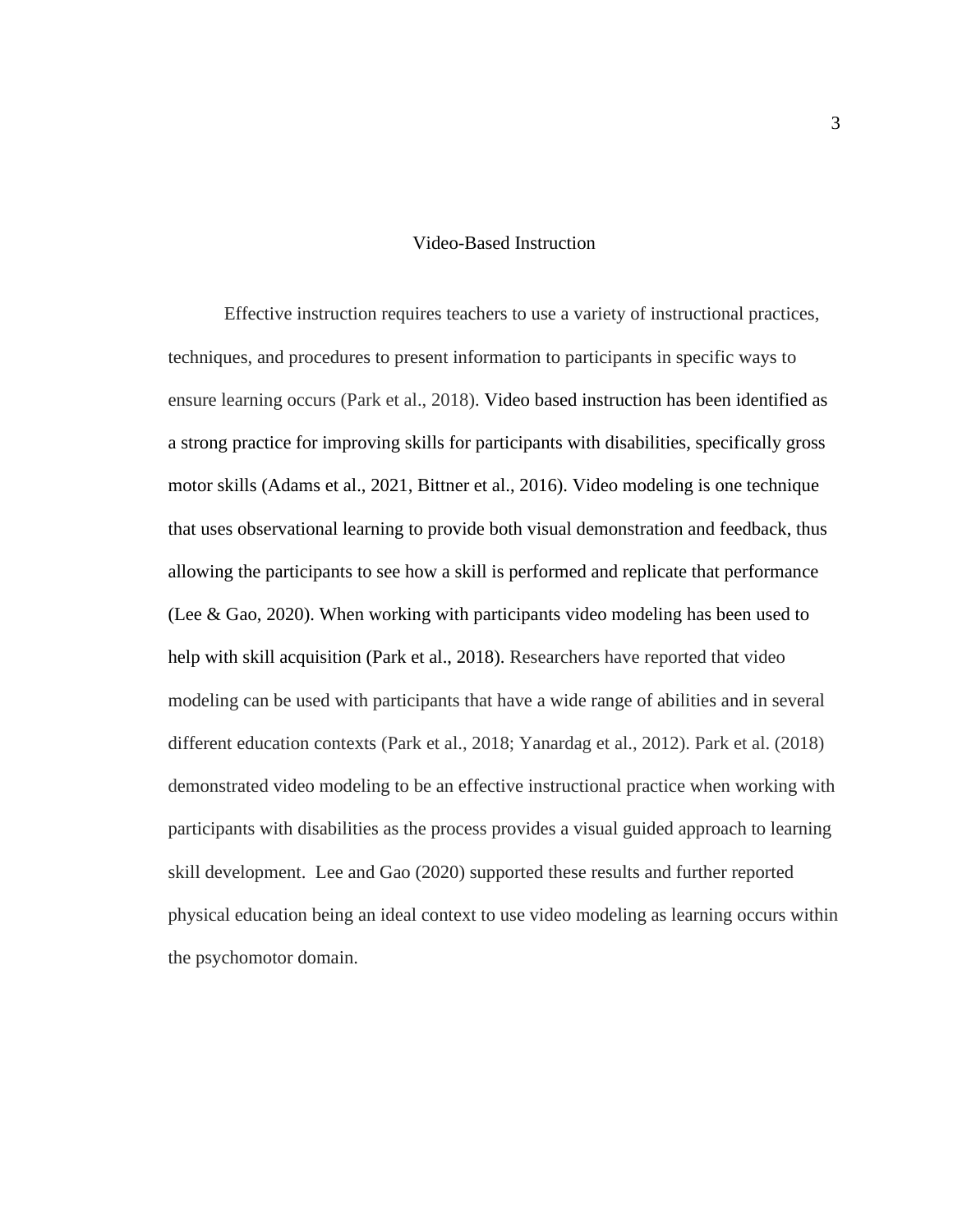# Video-Based Instruction

Effective instruction requires teachers to use a variety of instructional practices, techniques, and procedures to present information to participants in specific ways to ensure learning occurs (Park et al., 2018). Video based instruction has been identified as a strong practice for improving skills for participants with disabilities, specifically gross motor skills (Adams et al., 2021, Bittner et al., 2016). Video modeling is one technique that uses observational learning to provide both visual demonstration and feedback, thus allowing the participants to see how a skill is performed and replicate that performance (Lee & Gao, 2020). When working with participants video modeling has been used to help with skill acquisition (Park et al., 2018). Researchers have reported that video modeling can be used with participants that have a wide range of abilities and in several different education contexts (Park et al., 2018; Yanardag et al., 2012). Park et al. (2018) demonstrated video modeling to be an effective instructional practice when working with participants with disabilities as the process provides a visual guided approach to learning skill development. Lee and Gao (2020) supported these results and further reported physical education being an ideal context to use video modeling as learning occurs within the psychomotor domain.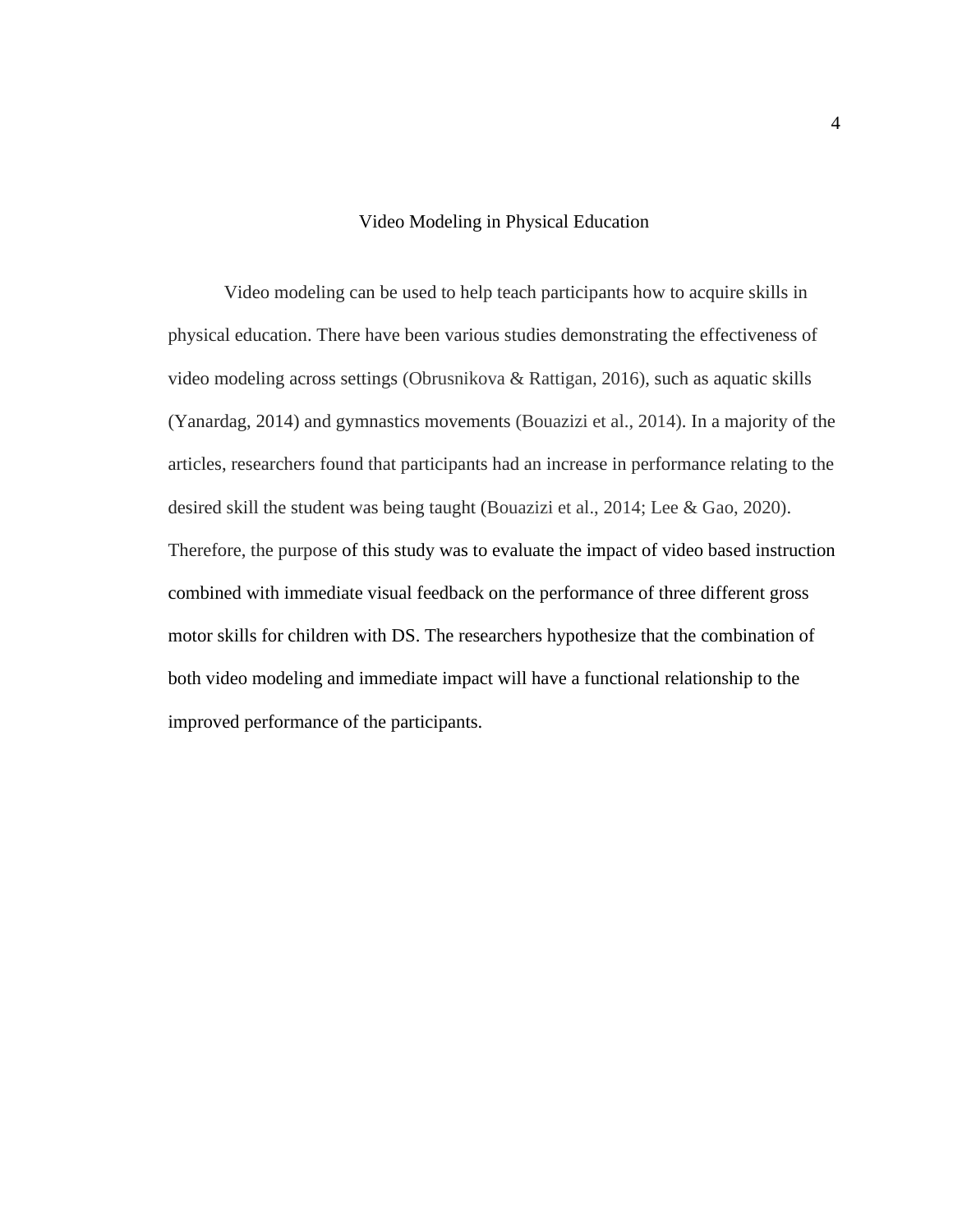## Video Modeling in Physical Education

Video modeling can be used to help teach participants how to acquire skills in physical education. There have been various studies demonstrating the effectiveness of video modeling across settings (Obrusnikova & Rattigan, 2016), such as aquatic skills (Yanardag, 2014) and gymnastics movements (Bouazizi et al., 2014). In a majority of the articles, researchers found that participants had an increase in performance relating to the desired skill the student was being taught (Bouazizi et al., 2014; Lee & Gao, 2020). Therefore, the purpose of this study was to evaluate the impact of video based instruction combined with immediate visual feedback on the performance of three different gross motor skills for children with DS. The researchers hypothesize that the combination of both video modeling and immediate impact will have a functional relationship to the improved performance of the participants.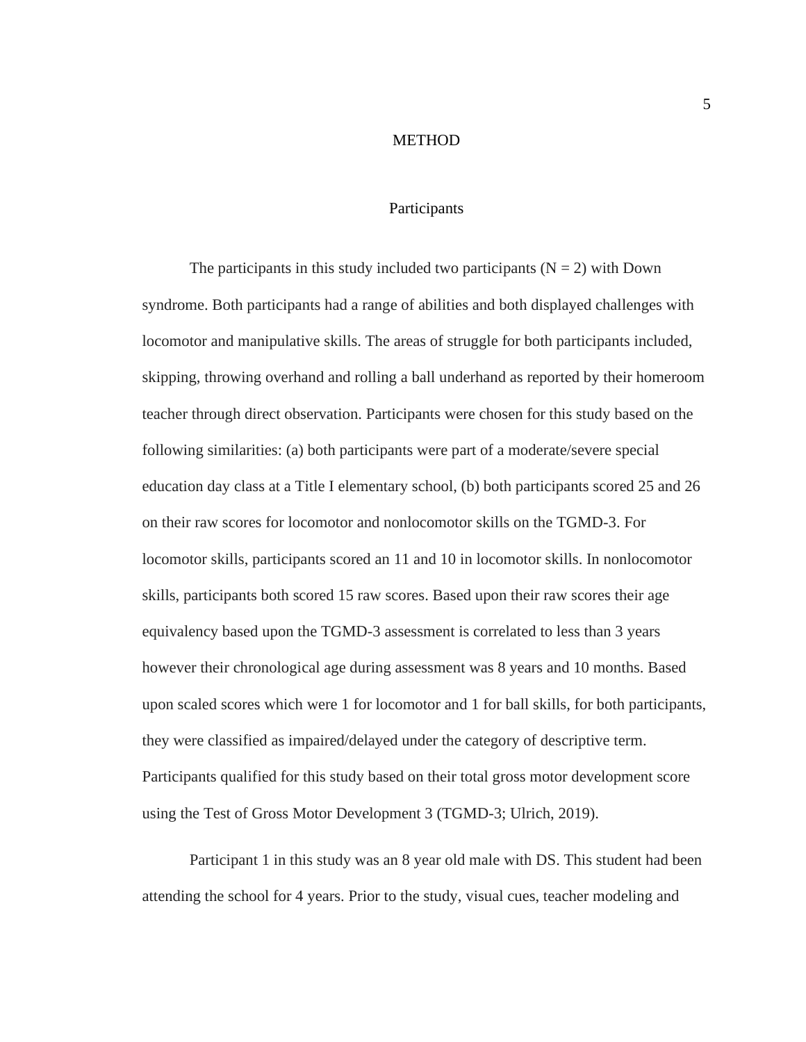# METHOD

## Participants

The participants in this study included two participants (N = 2) with Down syndrome. Both participants had a range of abilities and both displayed challenges with locomotor and manipulative skills. The areas of struggle for both participants included, skipping, throwing overhand and rolling a ball underhand as reported by their homeroom teacher through direct observation. Participants were chosen for this study based on the following similarities: (a) both participants were part of a moderate/severe special education day class at a Title I elementary school, (b) both participants scored 25 and 26 on their raw scores for locomotor and nonlocomotor skills on the TGMD-3. For locomotor skills, participants scored an 11 and 10 in locomotor skills. In nonlocomotor skills, participants both scored 15 raw scores. Based upon their raw scores their age equivalency based upon the TGMD-3 assessment is correlated to less than 3 years however their chronological age during assessment was 8 years and 10 months. Based upon scaled scores which were 1 for locomotor and 1 for ball skills, for both participants, they were classified as impaired/delayed under the category of descriptive term. Participants qualified for this study based on their total gross motor development score using the Test of Gross Motor Development 3 (TGMD-3; Ulrich, 2019).

Participant 1 in this study was an 8 year old male with DS. This student had been attending the school for 4 years. Prior to the study, visual cues, teacher modeling and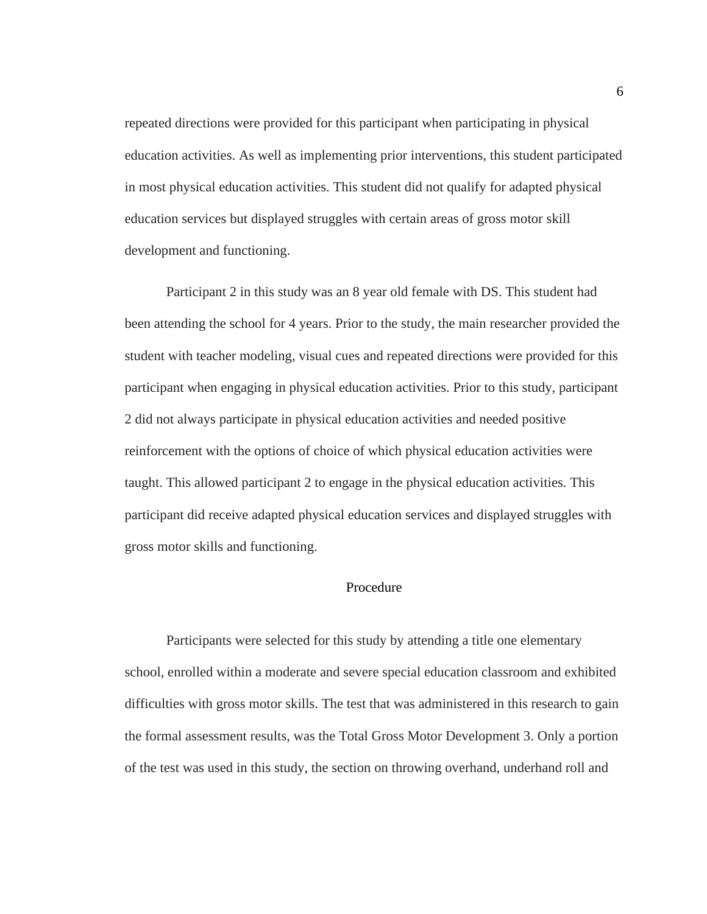repeated directions were provided for this participant when participating in physical education activities. As well as implementing prior interventions, this student participated in most physical education activities. This student did not qualify for adapted physical education services but displayed struggles with certain areas of gross motor skill development and functioning.

Participant 2 in this study was an 8 year old female with DS. This student had been attending the school for 4 years. Prior to the study, the main researcher provided the student with teacher modeling, visual cues and repeated directions were provided for this participant when engaging in physical education activities. Prior to this study, participant 2 did not always participate in physical education activities and needed positive reinforcement with the options of choice of which physical education activities were taught. This allowed participant 2 to engage in the physical education activities. This participant did receive adapted physical education services and displayed struggles with gross motor skills and functioning.

## Procedure

Participants were selected for this study by attending a title one elementary school, enrolled within a moderate and severe special education classroom and exhibited difficulties with gross motor skills. The test that was administered in this research to gain the formal assessment results, was the Total Gross Motor Development 3. Only a portion of the test was used in this study, the section on throwing overhand, underhand roll and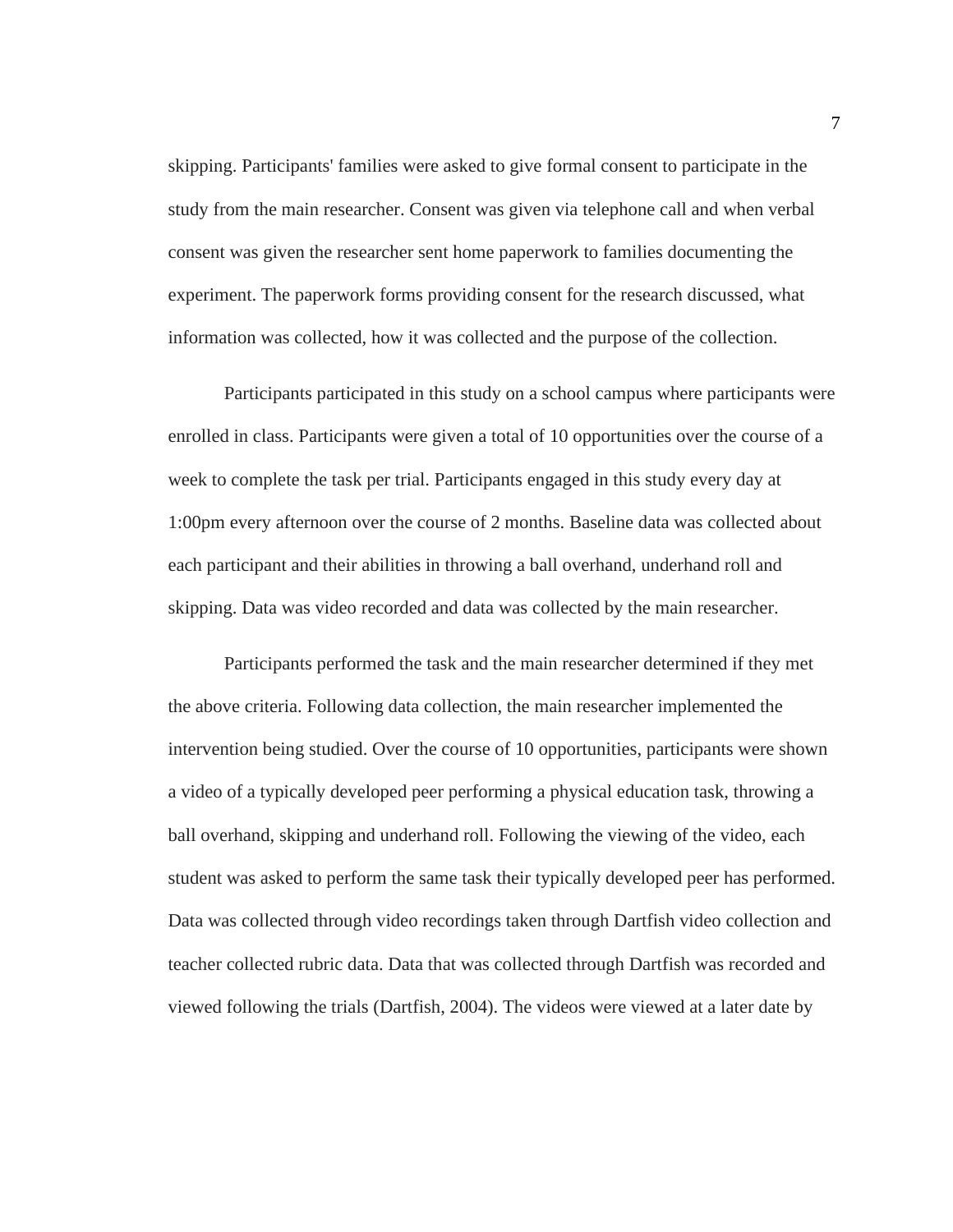skipping. Participants' families were asked to give formal consent to participate in the study from the main researcher. Consent was given via telephone call and when verbal consent was given the researcher sent home paperwork to families documenting the experiment. The paperwork forms providing consent for the research discussed, what information was collected, how it was collected and the purpose of the collection.

Participants participated in this study on a school campus where participants were enrolled in class. Participants were given a total of 10 opportunities over the course of a week to complete the task per trial. Participants engaged in this study every day at 1:00pm every afternoon over the course of 2 months. Baseline data was collected about each participant and their abilities in throwing a ball overhand, underhand roll and skipping. Data was video recorded and data was collected by the main researcher.

Participants performed the task and the main researcher determined if they met the above criteria. Following data collection, the main researcher implemented the intervention being studied. Over the course of 10 opportunities, participants were shown a video of a typically developed peer performing a physical education task, throwing a ball overhand, skipping and underhand roll. Following the viewing of the video, each student was asked to perform the same task their typically developed peer has performed. Data was collected through video recordings taken through Dartfish video collection and teacher collected rubric data. Data that was collected through Dartfish was recorded and viewed following the trials (Dartfish, 2004). The videos were viewed at a later date by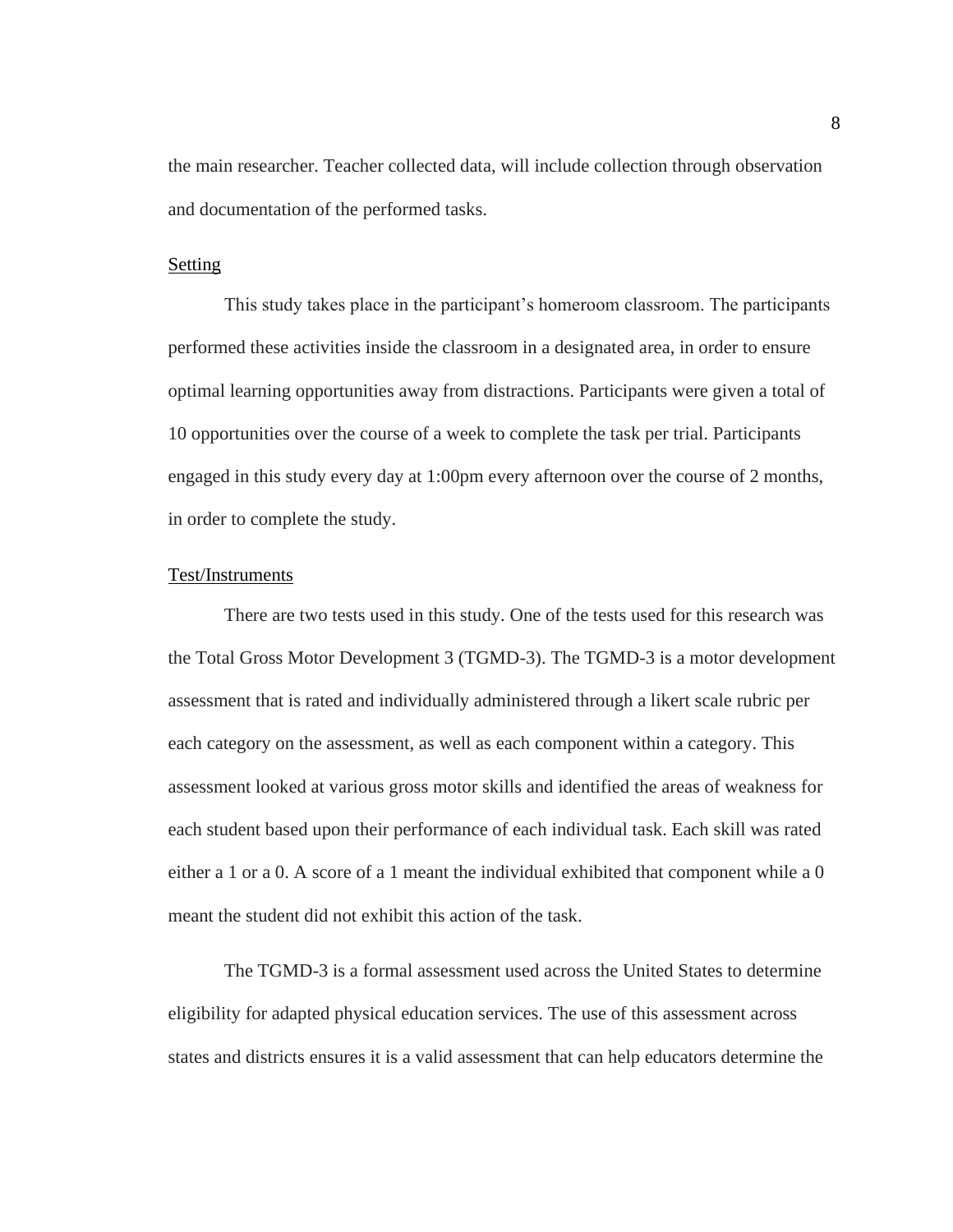the main researcher. Teacher collected data, will include collection through observation and documentation of the performed tasks.

Setting

This study takes place in the participant's homeroom classroom. The participants performed these activities inside the classroom in a designated area, in order to ensure optimal learning opportunities away from distractions. Participants were given a total of 10 opportunities over the course of a week to complete the task per trial. Participants engaged in this study every day at 1:00pm every afternoon over the course of 2 months, in order to complete the study.

Test/Instruments

There are two tests used in this study. One of the tests used for this research was the Total Gross Motor Development 3 (TGMD-3). The TGMD-3 is a motor development assessment that is rated and individually administered through a likert scale rubric per each category on the assessment, as well as each component within a category. This assessment looked at various gross motor skills and identified the areas of weakness for each student based upon their performance of each individual task. Each skill was rated either a 1 or a 0. A score of a 1 meant the individual exhibited that component while a 0 meant the student did not exhibit this action of the task.

The TGMD-3 is a formal assessment used across the United States to determine eligibility for adapted physical education services. The use of this assessment across states and districts ensures it is a valid assessment that can help educators determine the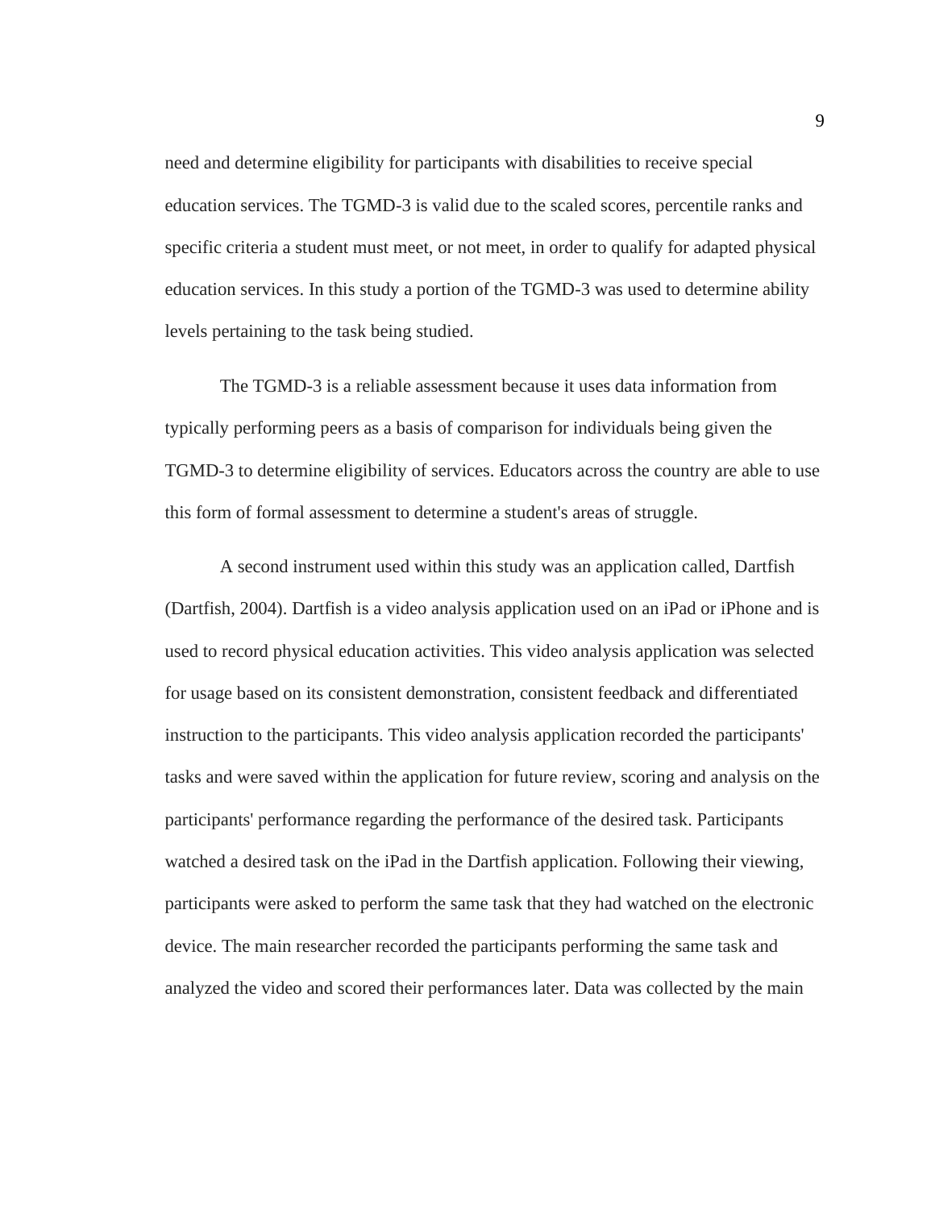need and determine eligibility for participants with disabilities to receive special education services. The TGMD-3 is valid due to the scaled scores, percentile ranks and specific criteria a student must meet, or not meet, in order to qualify for adapted physical education services. In this study a portion of the TGMD-3 was used to determine ability levels pertaining to the task being studied.

The TGMD-3 is a reliable assessment because it uses data information from typically performing peers as a basis of comparison for individuals being given the TGMD-3 to determine eligibility of services. Educators across the country are able to use this form of formal assessment to determine a student's areas of struggle.

A second instrument used within this study was an application called, Dartfish (Dartfish, 2004). Dartfish is a video analysis application used on an iPad or iPhone and is used to record physical education activities. This video analysis application was selected for usage based on its consistent demonstration, consistent feedback and differentiated instruction to the participants. This video analysis application recorded the participants' tasks and were saved within the application for future review, scoring and analysis on the participants' performance regarding the performance of the desired task. Participants watched a desired task on the iPad in the Dartfish application. Following their viewing, participants were asked to perform the same task that they had watched on the electronic device. The main researcher recorded the participants performing the same task and analyzed the video and scored their performances later. Data was collected by the main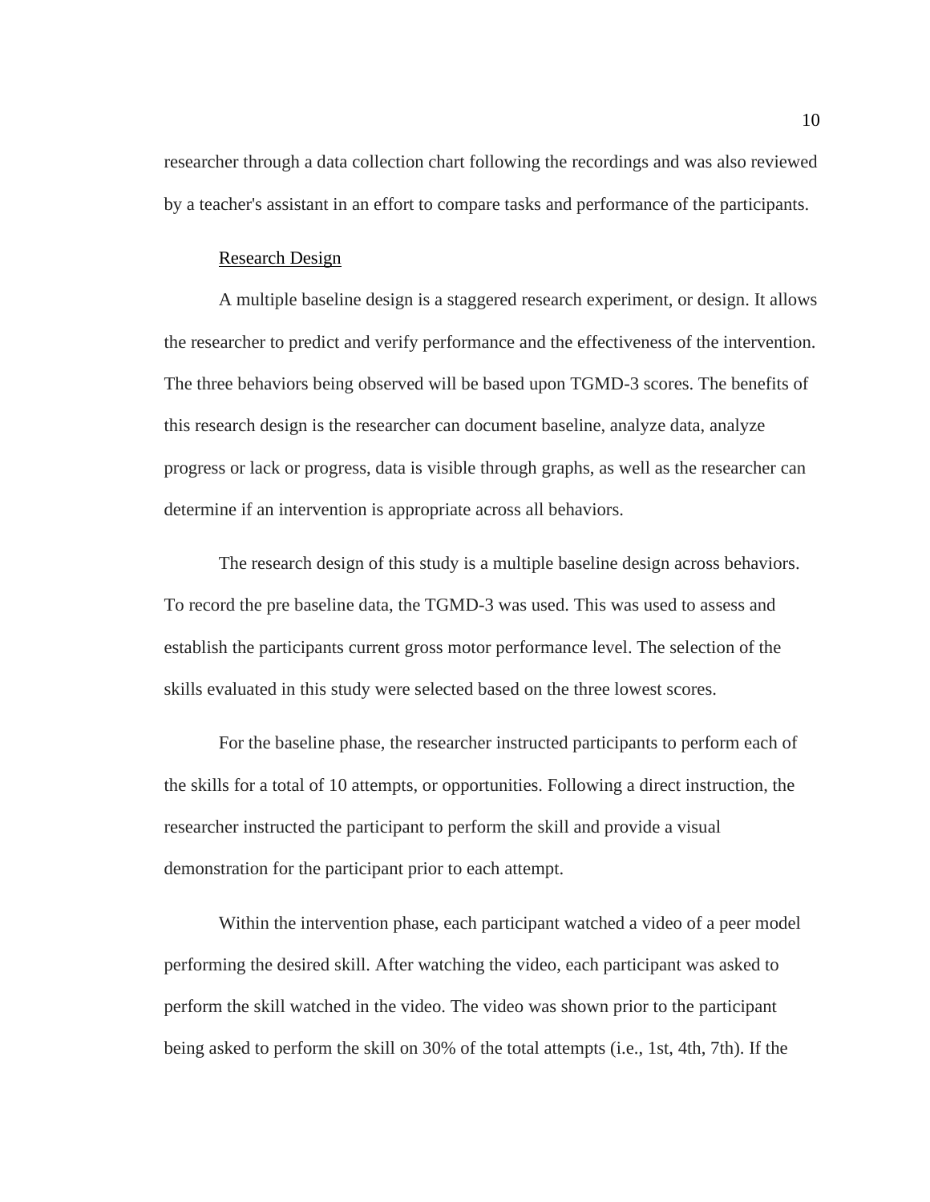researcher through a data collection chart following the recordings and was also reviewed by a teacher's assistant in an effort to compare tasks and performance of the participants.

### Research Design

A multiple baseline design is a staggered research experiment, or design. It allows the researcher to predict and verify performance and the effectiveness of the intervention. The three behaviors being observed will be based upon TGMD-3 scores. The benefits of this research design is the researcher can document baseline, analyze data, analyze progress or lack or progress, data is visible through graphs, as well as the researcher can determine if an intervention is appropriate across all behaviors.

The research design of this study is a multiple baseline design across behaviors. To record the pre baseline data, the TGMD-3 was used. This was used to assess and establish the participants current gross motor performance level. The selection of the skills evaluated in this study were selected based on the three lowest scores.

For the baseline phase, the researcher instructed participants to perform each of the skills for a total of 10 attempts, or opportunities. Following a direct instruction, the researcher instructed the participant to perform the skill and provide a visual demonstration for the participant prior to each attempt.

Within the intervention phase, each participant watched a video of a peer model performing the desired skill. After watching the video, each participant was asked to perform the skill watched in the video. The video was shown prior to the participant being asked to perform the skill on 30% of the total attempts (i.e., 1st, 4th, 7th). If the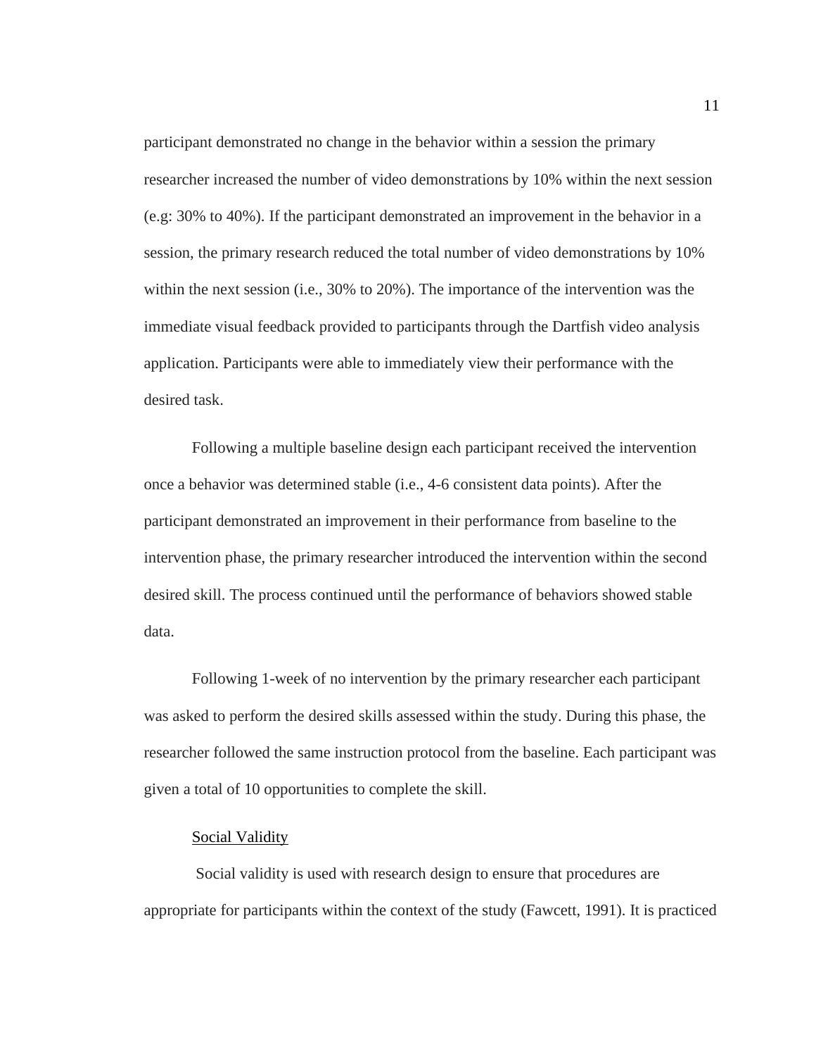participant demonstrated no change in the behavior within a session the primary researcher increased the number of video demonstrations by 10% within the next session (e.g: 30% to 40%). If the participant demonstrated an improvement in the behavior in a session, the primary research reduced the total number of video demonstrations by 10% within the next session (i.e., 30% to 20%). The importance of the intervention was the immediate visual feedback provided to participants through the Dartfish video analysis application. Participants were able to immediately view their performance with the desired task.

Following a multiple baseline design each participant received the intervention once a behavior was determined stable (i.e., 4-6 consistent data points). After the participant demonstrated an improvement in their performance from baseline to the intervention phase, the primary researcher introduced the intervention within the second desired skill. The process continued until the performance of behaviors showed stable data.

Following 1-week of no intervention by the primary researcher each participant was asked to perform the desired skills assessed within the study. During this phase, the researcher followed the same instruction protocol from the baseline. Each participant was given a total of 10 opportunities to complete the skill.

<u>Social Validity</u>

Social validity is used with research design to ensure that procedures are appropriate for participants within the context of the study (Fawcett, 1991). It is practiced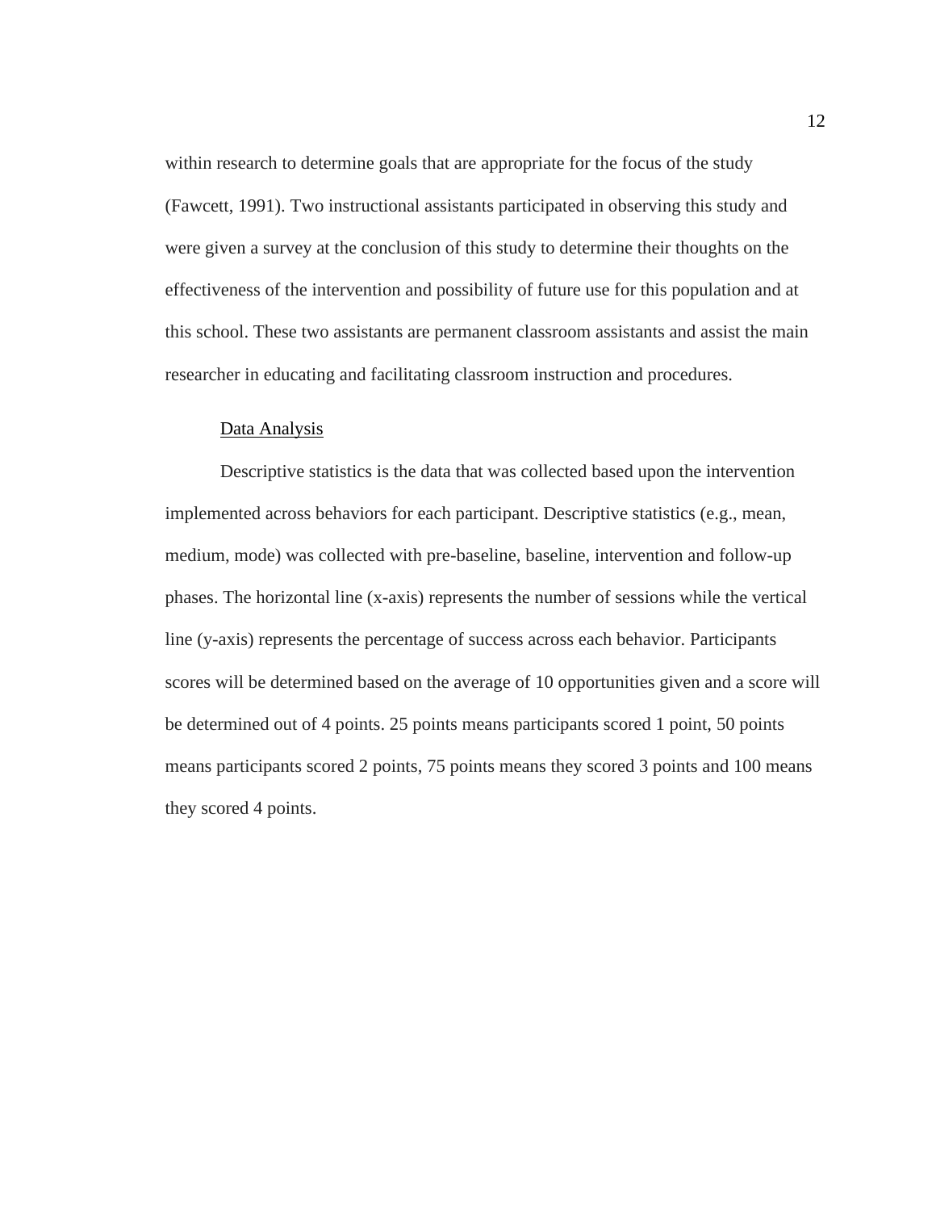within research to determine goals that are appropriate for the focus of the study (Fawcett, 1991). Two instructional assistants participated in observing this study and were given a survey at the conclusion of this study to determine their thoughts on the effectiveness of the intervention and possibility of future use for this population and at this school. These two assistants are permanent classroom assistants and assist the main researcher in educating and facilitating classroom instruction and procedures.

<u>Data Analysis</u>

Descriptive statistics is the data that was collected based upon the intervention implemented across behaviors for each participant. Descriptive statistics (e.g., mean, medium, mode) was collected with pre-baseline, baseline, intervention and follow-up phases. The horizontal line (x-axis) represents the number of sessions while the vertical line (y-axis) represents the percentage of success across each behavior. Participants scores will be determined based on the average of 10 opportunities given and a score will be determined out of 4 points. 25 points means participants scored 1 point, 50 points means participants scored 2 points, 75 points means they scored 3 points and 100 means they scored 4 points.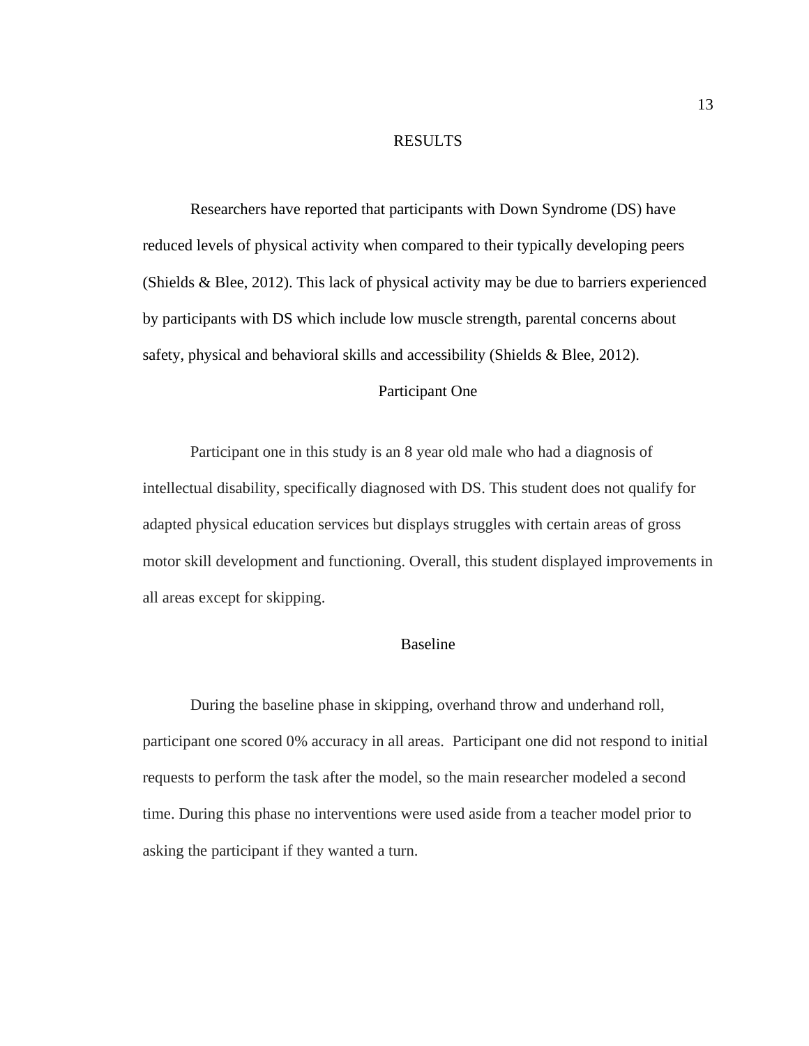# RESULTS

Researchers have reported that participants with Down Syndrome (DS) have reduced levels of physical activity when compared to their typically developing peers (Shields & Blee, 2012). This lack of physical activity may be due to barriers experienced by participants with DS which include low muscle strength, parental concerns about safety, physical and behavioral skills and accessibility (Shields & Blee, 2012).

## Participant One

Participant one in this study is an 8 year old male who had a diagnosis of intellectual disability, specifically diagnosed with DS. This student does not qualify for adapted physical education services but displays struggles with certain areas of gross motor skill development and functioning. Overall, this student displayed improvements in all areas except for skipping.

### Baseline

During the baseline phase in skipping, overhand throw and underhand roll, participant one scored 0% accuracy in all areas. Participant one did not respond to initial requests to perform the task after the model, so the main researcher modeled a second time. During this phase no interventions were used aside from a teacher model prior to asking the participant if they wanted a turn.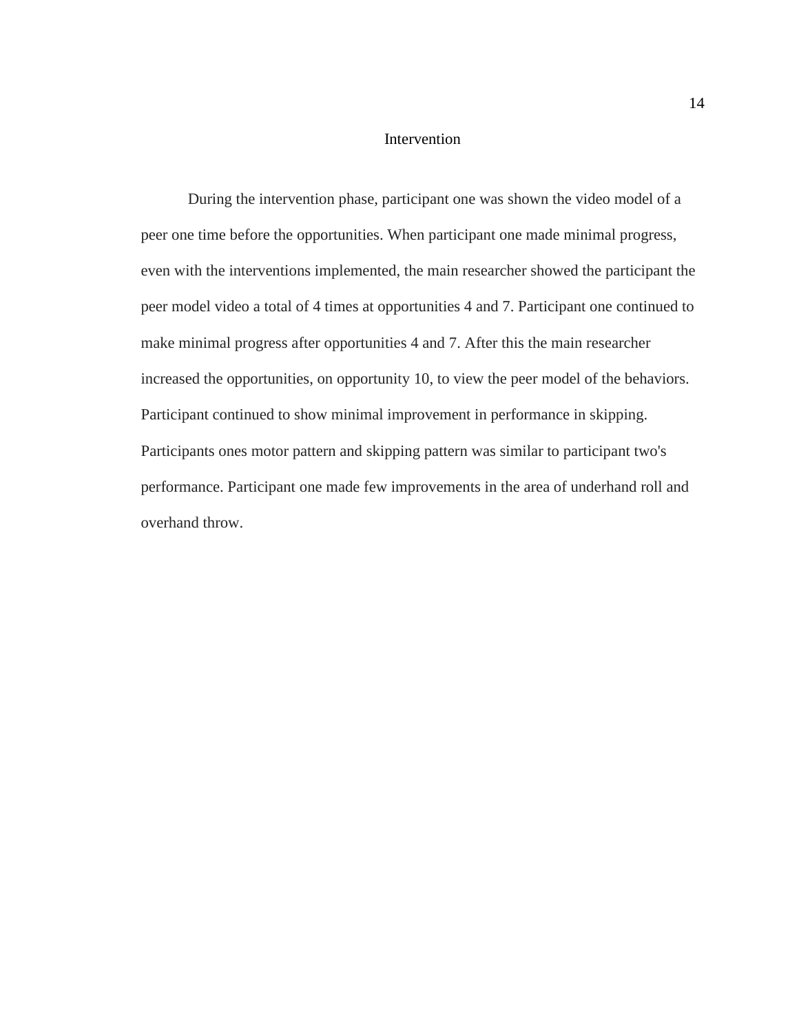## Intervention

During the intervention phase, participant one was shown the video model of a peer one time before the opportunities. When participant one made minimal progress, even with the interventions implemented, the main researcher showed the participant the peer model video a total of 4 times at opportunities 4 and 7. Participant one continued to make minimal progress after opportunities 4 and 7. After this the main researcher increased the opportunities, on opportunity 10, to view the peer model of the behaviors. Participant continued to show minimal improvement in performance in skipping. Participants ones motor pattern and skipping pattern was similar to participant two's performance. Participant one made few improvements in the area of underhand roll and overhand throw.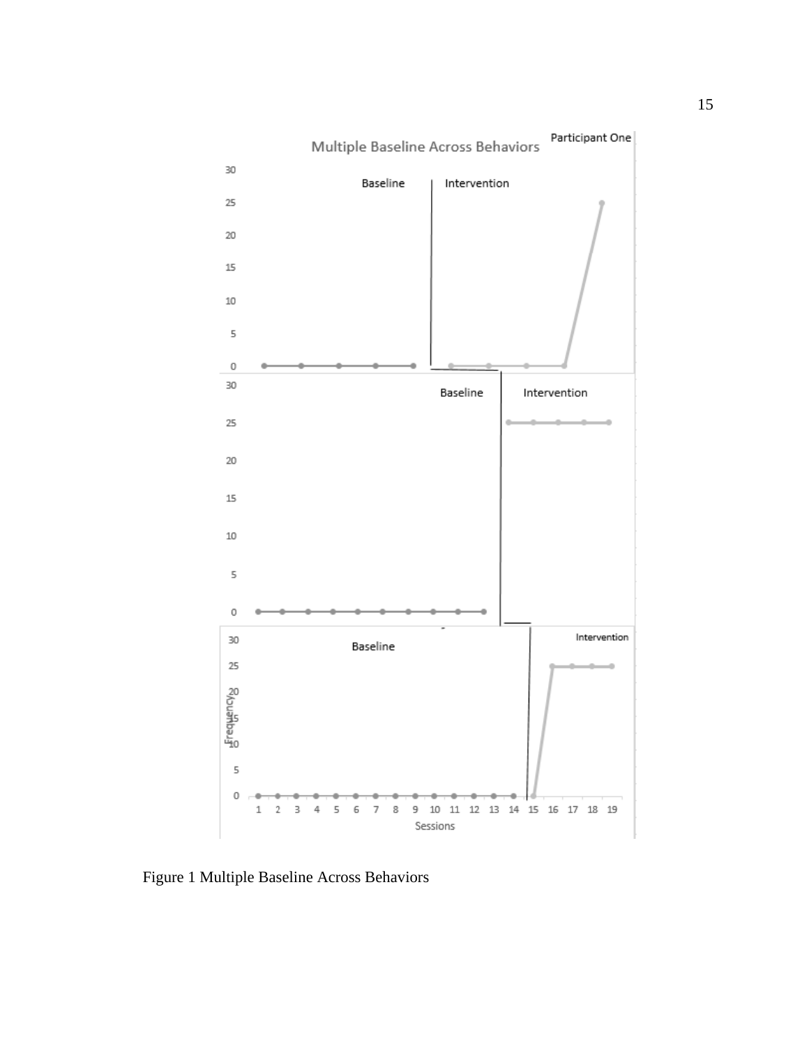Figure 1 Multiple Baseline Across Behaviors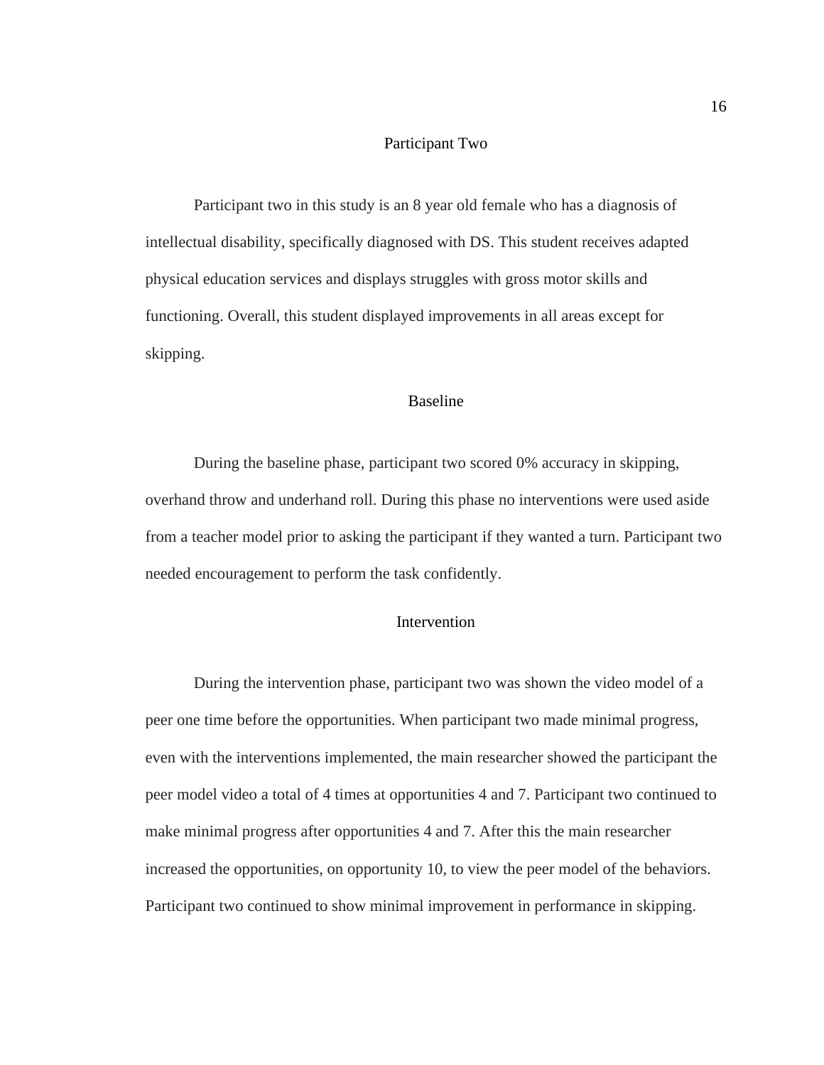## Participant Two

Participant two in this study is an 8 year old female who has a diagnosis of intellectual disability, specifically diagnosed with DS. This student receives adapted physical education services and displays struggles with gross motor skills and functioning. Overall, this student displayed improvements in all areas except for skipping.

### Baseline

During the baseline phase, participant two scored 0% accuracy in skipping, overhand throw and underhand roll. During this phase no interventions were used aside from a teacher model prior to asking the participant if they wanted a turn. Participant two needed encouragement to perform the task confidently.

### Intervention

During the intervention phase, participant two was shown the video model of a peer one time before the opportunities. When participant two made minimal progress, even with the interventions implemented, the main researcher showed the participant the peer model video a total of 4 times at opportunities 4 and 7. Participant two continued to make minimal progress after opportunities 4 and 7. After this the main researcher increased the opportunities, on opportunity 10, to view the peer model of the behaviors. Participant two continued to show minimal improvement in performance in skipping.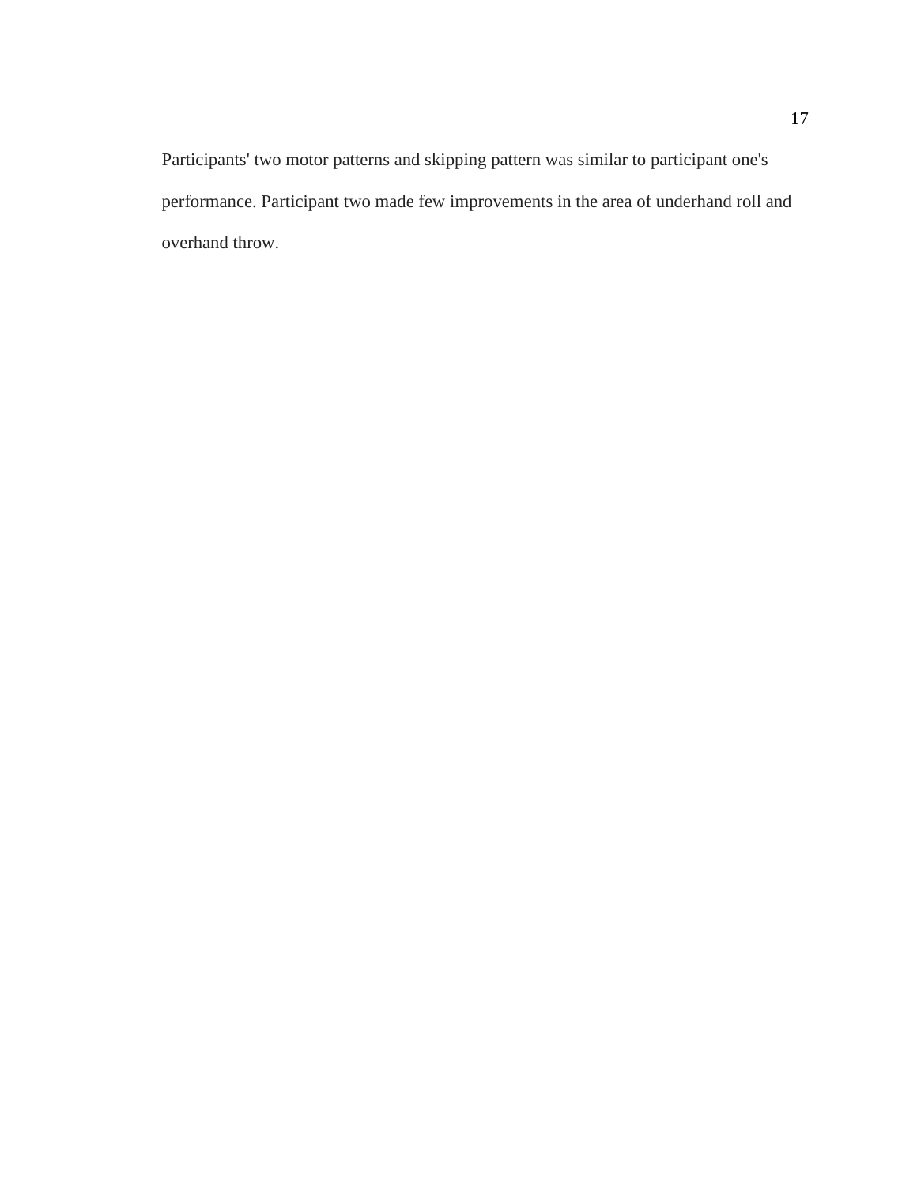Participants' two motor patterns and skipping pattern was similar to participant one's performance. Participant two made few improvements in the area of underhand roll and overhand throw.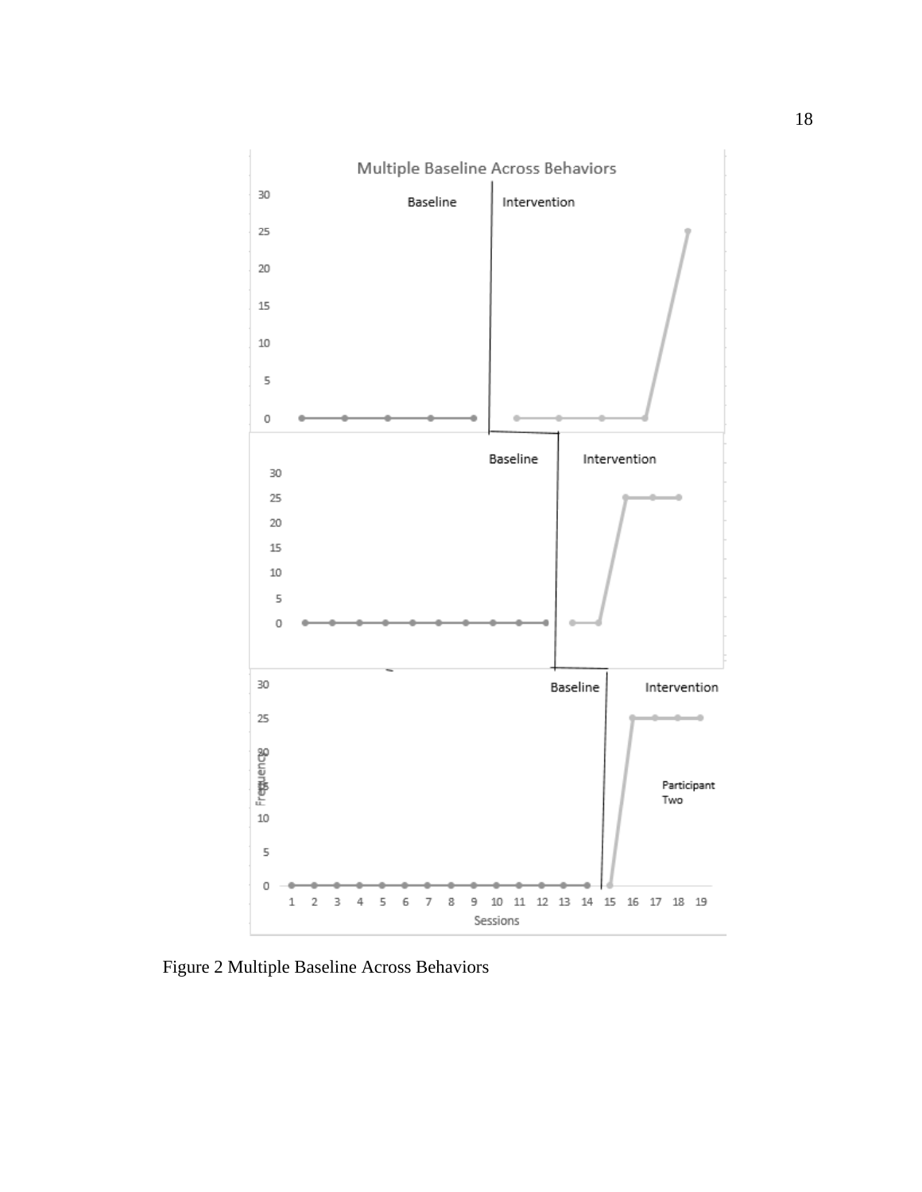Figure 2 Multiple Baseline Across Behaviors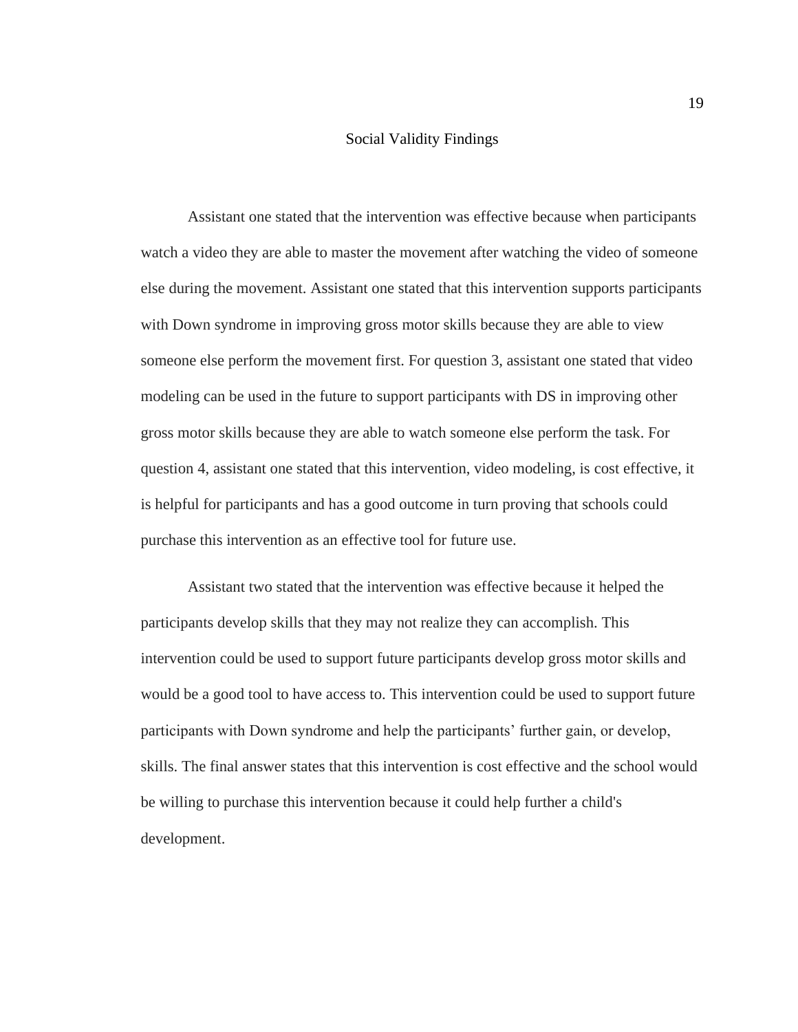# Social Validity Findings

Assistant one stated that the intervention was effective because when participants watch a video they are able to master the movement after watching the video of someone else during the movement. Assistant one stated that this intervention supports participants with Down syndrome in improving gross motor skills because they are able to view someone else perform the movement first. For question 3, assistant one stated that video modeling can be used in the future to support participants with DS in improving other gross motor skills because they are able to watch someone else perform the task. For question 4, assistant one stated that this intervention, video modeling, is cost effective, it is helpful for participants and has a good outcome in turn proving that schools could purchase this intervention as an effective tool for future use.

Assistant two stated that the intervention was effective because it helped the participants develop skills that they may not realize they can accomplish. This intervention could be used to support future participants develop gross motor skills and would be a good tool to have access to. This intervention could be used to support future participants with Down syndrome and help the participants' further gain, or develop, skills. The final answer states that this intervention is cost effective and the school would be willing to purchase this intervention because it could help further a child's development.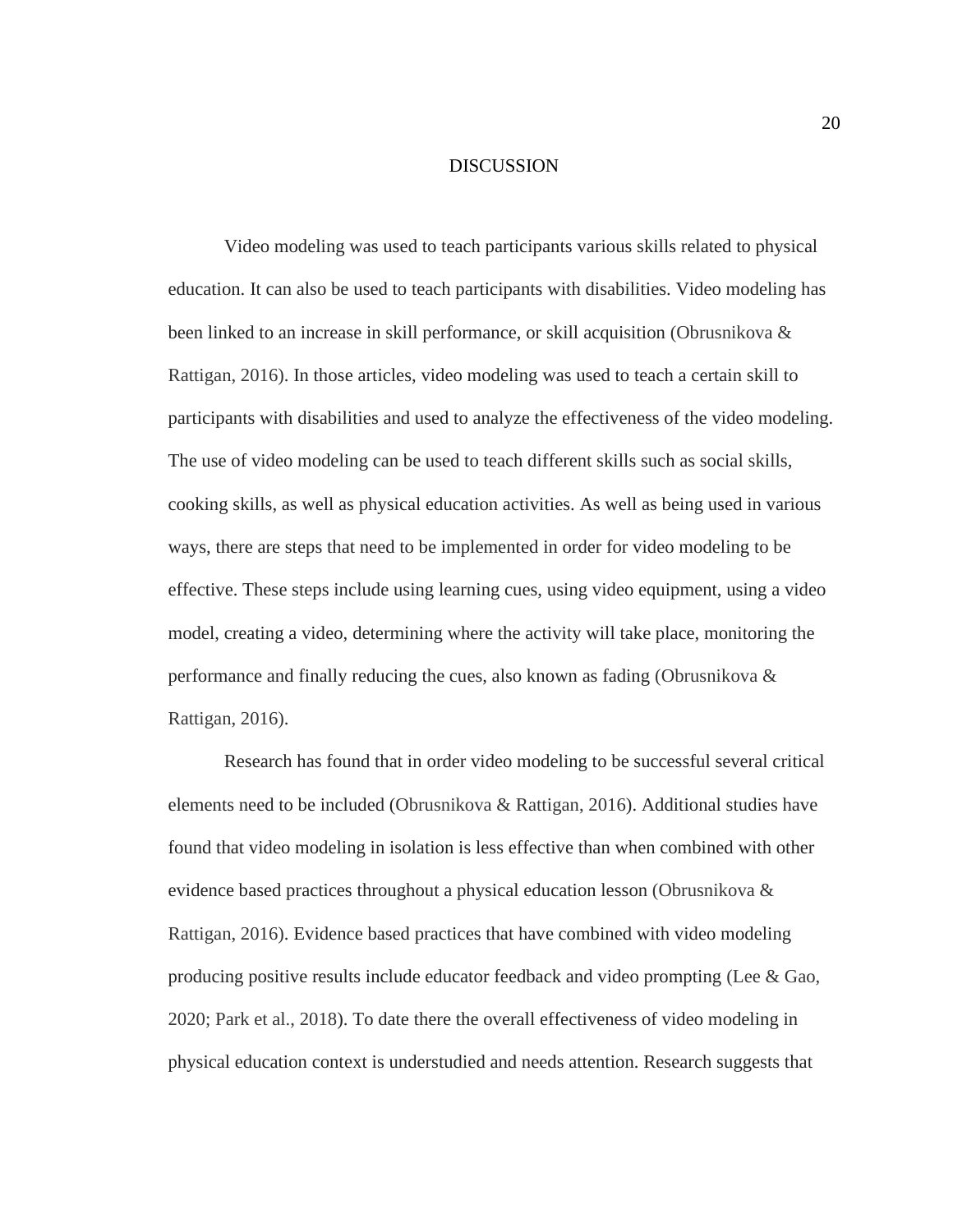# DISCUSSION

Video modeling was used to teach participants various skills related to physical education. It can also be used to teach participants with disabilities. Video modeling has been linked to an increase in skill performance, or skill acquisition (Obrusnikova & Rattigan, 2016). In those articles, video modeling was used to teach a certain skill to participants with disabilities and used to analyze the effectiveness of the video modeling. The use of video modeling can be used to teach different skills such as social skills, cooking skills, as well as physical education activities. As well as being used in various ways, there are steps that need to be implemented in order for video modeling to be effective. These steps include using learning cues, using video equipment, using a video model, creating a video, determining where the activity will take place, monitoring the performance and finally reducing the cues, also known as fading (Obrusnikova & Rattigan, 2016).

Research has found that in order video modeling to be successful several critical elements need to be included (Obrusnikova & Rattigan, 2016). Additional studies have found that video modeling in isolation is less effective than when combined with other evidence based practices throughout a physical education lesson (Obrusnikova & Rattigan, 2016). Evidence based practices that have combined with video modeling producing positive results include educator feedback and video prompting (Lee & Gao, 2020; Park et al., 2018). To date there the overall effectiveness of video modeling in physical education context is understudied and needs attention. Research suggests that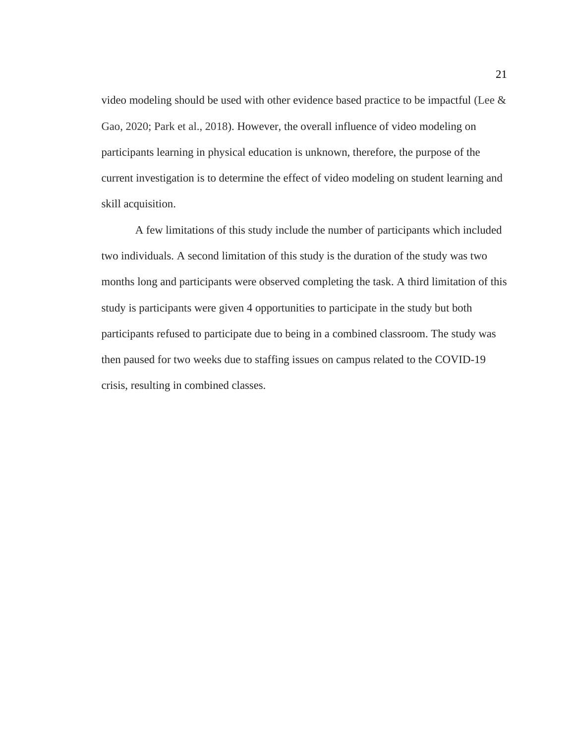video modeling should be used with other evidence based practice to be impactful (Lee & Gao, 2020; Park et al., 2018). However, the overall influence of video modeling on participants learning in physical education is unknown, therefore, the purpose of the current investigation is to determine the effect of video modeling on student learning and skill acquisition.

A few limitations of this study include the number of participants which included two individuals. A second limitation of this study is the duration of the study was two months long and participants were observed completing the task. A third limitation of this study is participants were given 4 opportunities to participate in the study but both participants refused to participate due to being in a combined classroom. The study was then paused for two weeks due to staffing issues on campus related to the COVID-19 crisis, resulting in combined classes.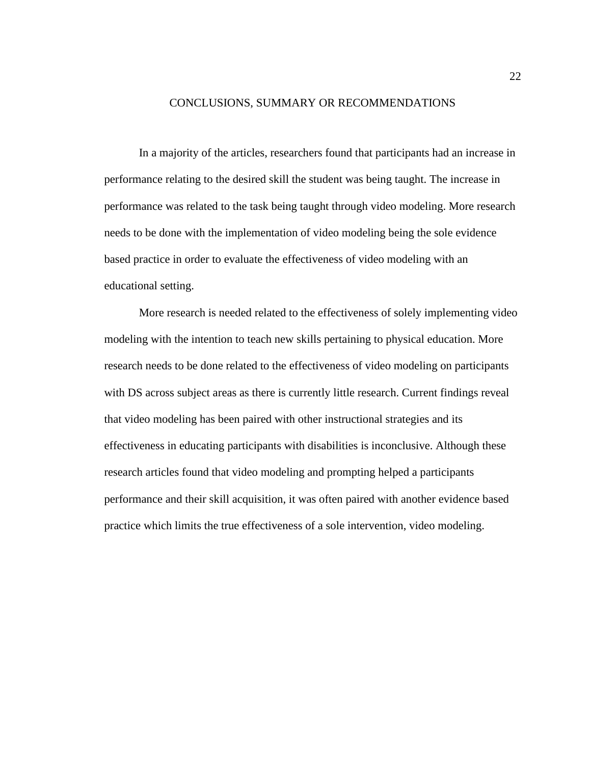# CONCLUSIONS, SUMMARY OR RECOMMENDATIONS

In a majority of the articles, researchers found that participants had an increase in performance relating to the desired skill the student was being taught. The increase in performance was related to the task being taught through video modeling. More research needs to be done with the implementation of video modeling being the sole evidence based practice in order to evaluate the effectiveness of video modeling with an educational setting.

More research is needed related to the effectiveness of solely implementing video modeling with the intention to teach new skills pertaining to physical education. More research needs to be done related to the effectiveness of video modeling on participants with DS across subject areas as there is currently little research. Current findings reveal that video modeling has been paired with other instructional strategies and its effectiveness in educating participants with disabilities is inconclusive. Although these research articles found that video modeling and prompting helped a participants performance and their skill acquisition, it was often paired with another evidence based practice which limits the true effectiveness of a sole intervention, video modeling.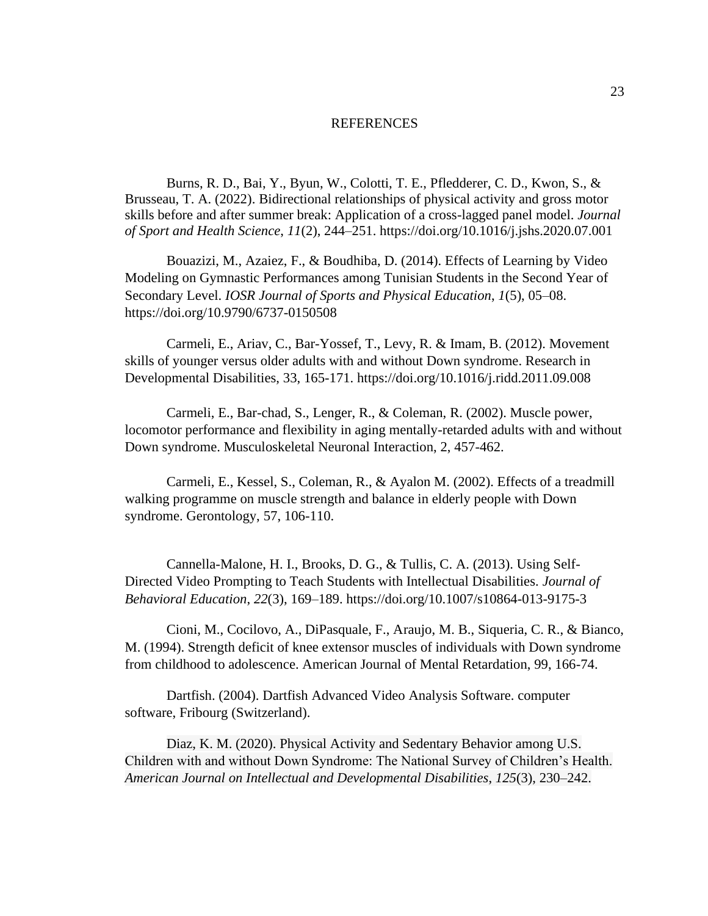# REFERENCES

Burns, R. D., Bai, Y., Byun, W., Colotti, T. E., Pfledderer, C. D., Kwon, S., & Brusseau, T. A. (2022). Bidirectional relationships of physical activity and gross motor skills before and after summer break: Application of a cross-lagged panel model. *Journal of Sport and Health Science*, *11*(2), 244–251. https://doi.org/10.1016/j.jshs.2020.07.001

Bouazizi, M., Azaiez, F., & Boudhiba, D. (2014). Effects of Learning by Video Modeling on Gymnastic Performances among Tunisian Students in the Second Year of Secondary Level. *IOSR Journal of Sports and Physical Education*, *1*(5), 05–08. https://doi.org/10.9790/6737-0150508

Carmeli, E., Ariav, C., Bar-Yossef, T., Levy, R. & Imam, B. (2012). Movement skills of younger versus older adults with and without Down syndrome. Research in Developmental Disabilities, 33, 165-171. https://doi.org/10.1016/j.ridd.2011.09.008

Carmeli, E., Bar-chad, S., Lenger, R., & Coleman, R. (2002). Muscle power, locomotor performance and flexibility in aging mentally-retarded adults with and without Down syndrome. Musculoskeletal Neuronal Interaction, 2, 457-462.

Carmeli, E., Kessel, S., Coleman, R., & Ayalon M. (2002). Effects of a treadmill walking programme on muscle strength and balance in elderly people with Down syndrome. Gerontology, 57, 106-110.

Cannella-Malone, H. I., Brooks, D. G., & Tullis, C. A. (2013). Using Self-Directed Video Prompting to Teach Students with Intellectual Disabilities. *Journal of Behavioral Education*, *22*(3), 169–189. https://doi.org/10.1007/s10864-013-9175-3

Cioni, M., Cocilovo, A., DiPasquale, F., Araujo, M. B., Siqueria, C. R., & Bianco, M. (1994). Strength deficit of knee extensor muscles of individuals with Down syndrome from childhood to adolescence. American Journal of Mental Retardation, 99, 166-74.

Dartfish. (2004). Dartfish Advanced Video Analysis Software. computer software, Fribourg (Switzerland).

Diaz, K. M. (2020). Physical Activity and Sedentary Behavior among U.S. Children with and without Down Syndrome: The National Survey of Children's Health. *American Journal on Intellectual and Developmental Disabilities*, *125*(3), 230–242.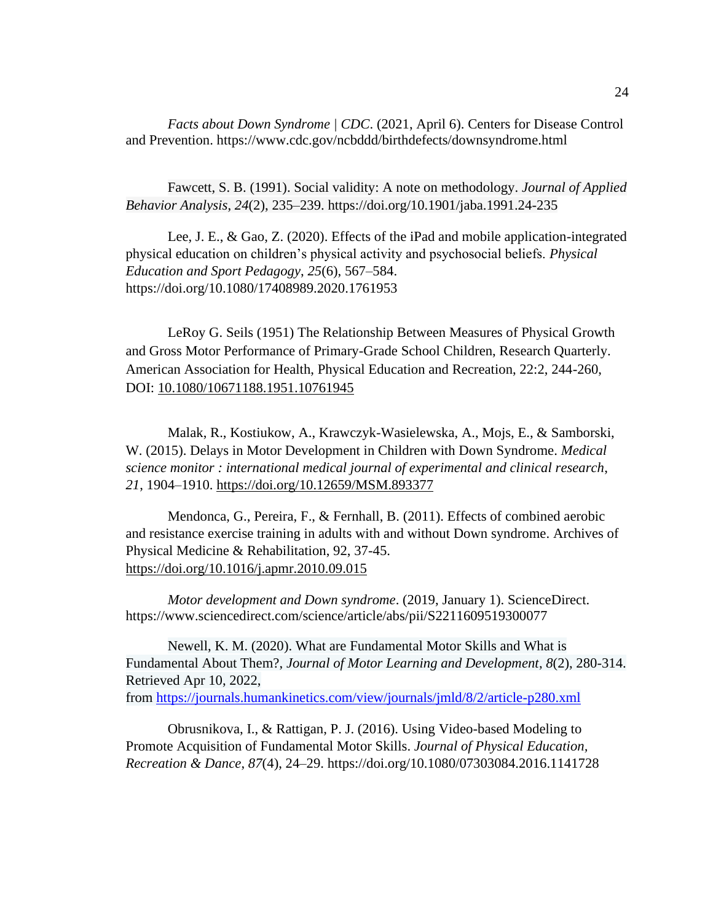*Facts about Down Syndrome | CDC*. (2021, April 6). Centers for Disease Control and Prevention. https://www.cdc.gov/ncbddd/birthdefects/downsyndrome.html

Fawcett, S. B. (1991). Social validity: A note on methodology. *Journal of Applied Behavior Analysis*, *24*(2), 235–239. https://doi.org/10.1901/jaba.1991.24-235

Lee, J. E., & Gao, Z. (2020). Effects of the iPad and mobile application-integrated physical education on children's physical activity and psychosocial beliefs. *Physical Education and Sport Pedagogy*, *25*(6), 567–584. https://doi.org/10.1080/17408989.2020.1761953

LeRoy G. Seils (1951) The Relationship Between Measures of Physical Growth and Gross Motor Performance of Primary-Grade School Children, Research Quarterly. American Association for Health, Physical Education and Recreation, 22:2, 244-260, DOI: 10.1080/10671188.1951.10761945

Malak, R., Kostiukow, A., Krawczyk-Wasielewska, A., Mojs, E., & Samborski, W. (2015). Delays in Motor Development in Children with Down Syndrome. *Medical science monitor : international medical journal of experimental and clinical research*, *21*, 1904–1910. https://doi.org/10.12659/MSM.893377

Mendonca, G., Pereira, F., & Fernhall, B. (2011). Effects of combined aerobic and resistance exercise training in adults with and without Down syndrome. Archives of Physical Medicine & Rehabilitation, 92, 37-45. https://doi.org/10.1016/j.apmr.2010.09.015

*Motor development and Down syndrome*. (2019, January 1). ScienceDirect. https://www.sciencedirect.com/science/article/abs/pii/S2211609519300077

Newell, K. M. (2020). What are Fundamental Motor Skills and What is Fundamental About Them?, *Journal of Motor Learning and Development*, *8*(2), 280-314. Retrieved Apr 10, 2022, from https://journals.humankinetics.com/view/journals/jmld/8/2/article-p280.xml

Obrusnikova, I., & Rattigan, P. J. (2016). Using Video-based Modeling to Promote Acquisition of Fundamental Motor Skills. *Journal of Physical Education, Recreation & Dance*, *87*(4), 24–29. https://doi.org/10.1080/07303084.2016.1141728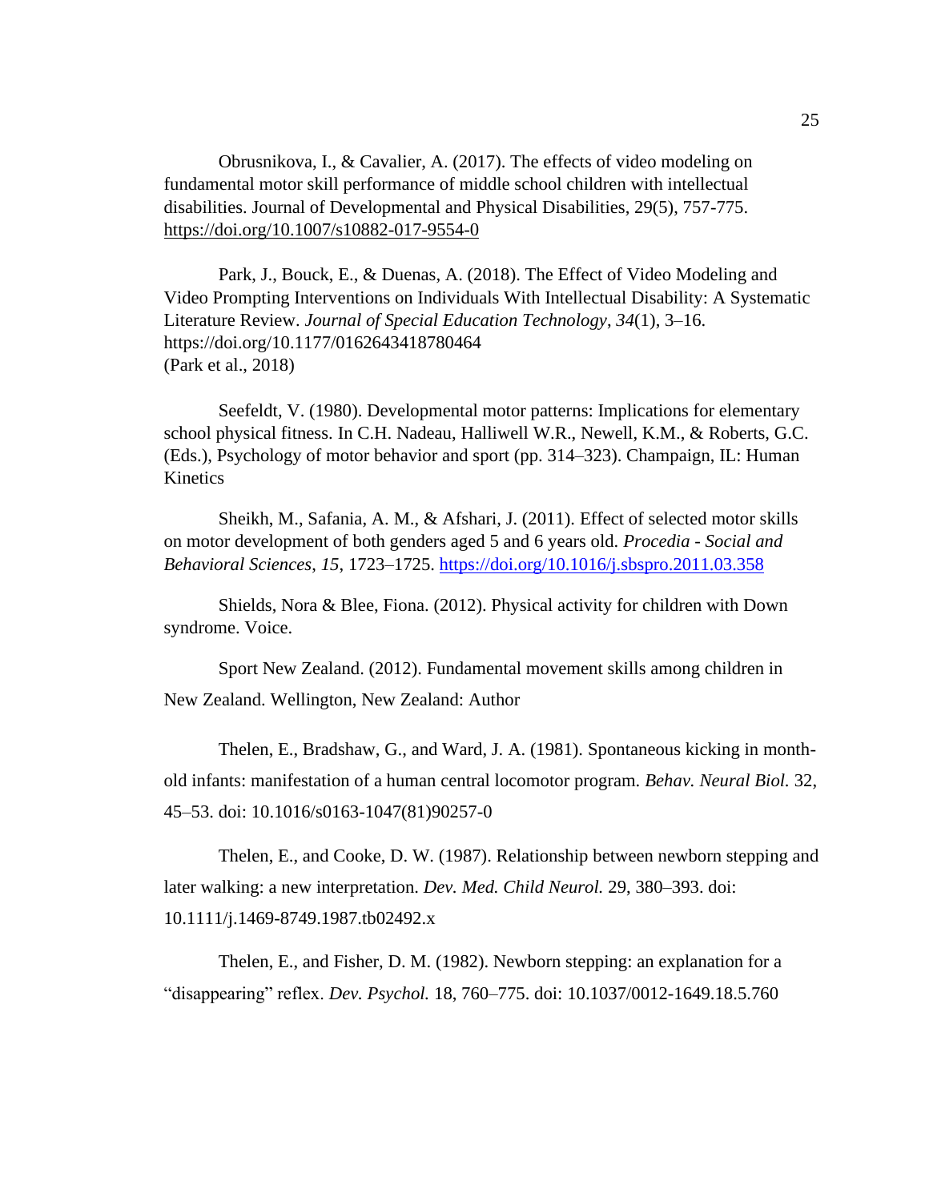Obrusnikova, I., & Cavalier, A. (2017). The effects of video modeling on fundamental motor skill performance of middle school children with intellectual disabilities. Journal of Developmental and Physical Disabilities, 29(5), 757-775. https://doi.org/10.1007/s10882-017-9554-0

Park, J., Bouck, E., & Duenas, A. (2018). The Effect of Video Modeling and Video Prompting Interventions on Individuals With Intellectual Disability: A Systematic Literature Review. *Journal of Special Education Technology*, *34*(1), 3–16. https://doi.org/10.1177/0162643418780464
(Park et al., 2018)

Seefeldt, V. (1980). Developmental motor patterns: Implications for elementary school physical fitness. In C.H. Nadeau, Halliwell W.R., Newell, K.M., & Roberts, G.C. (Eds.), Psychology of motor behavior and sport (pp. 314–323). Champaign, IL: Human Kinetics

Sheikh, M., Safania, A. M., & Afshari, J. (2011). Effect of selected motor skills on motor development of both genders aged 5 and 6 years old. *Procedia - Social and Behavioral Sciences*, *15*, 1723–1725. https://doi.org/10.1016/j.sbspro.2011.03.358

Shields, Nora & Blee, Fiona. (2012). Physical activity for children with Down syndrome. Voice.

Sport New Zealand. (2012). Fundamental movement skills among children in New Zealand. Wellington, New Zealand: Author

Thelen, E., Bradshaw, G., and Ward, J. A. (1981). Spontaneous kicking in month-old infants: manifestation of a human central locomotor program. *Behav. Neural Biol.* 32, 45–53. doi: 10.1016/s0163-1047(81)90257-0

Thelen, E., and Cooke, D. W. (1987). Relationship between newborn stepping and later walking: a new interpretation. *Dev. Med. Child Neurol.* 29, 380–393. doi: 10.1111/j.1469-8749.1987.tb02492.x

Thelen, E., and Fisher, D. M. (1982). Newborn stepping: an explanation for a "disappearing" reflex. *Dev. Psychol.* 18, 760–775. doi: 10.1037/0012-1649.18.5.760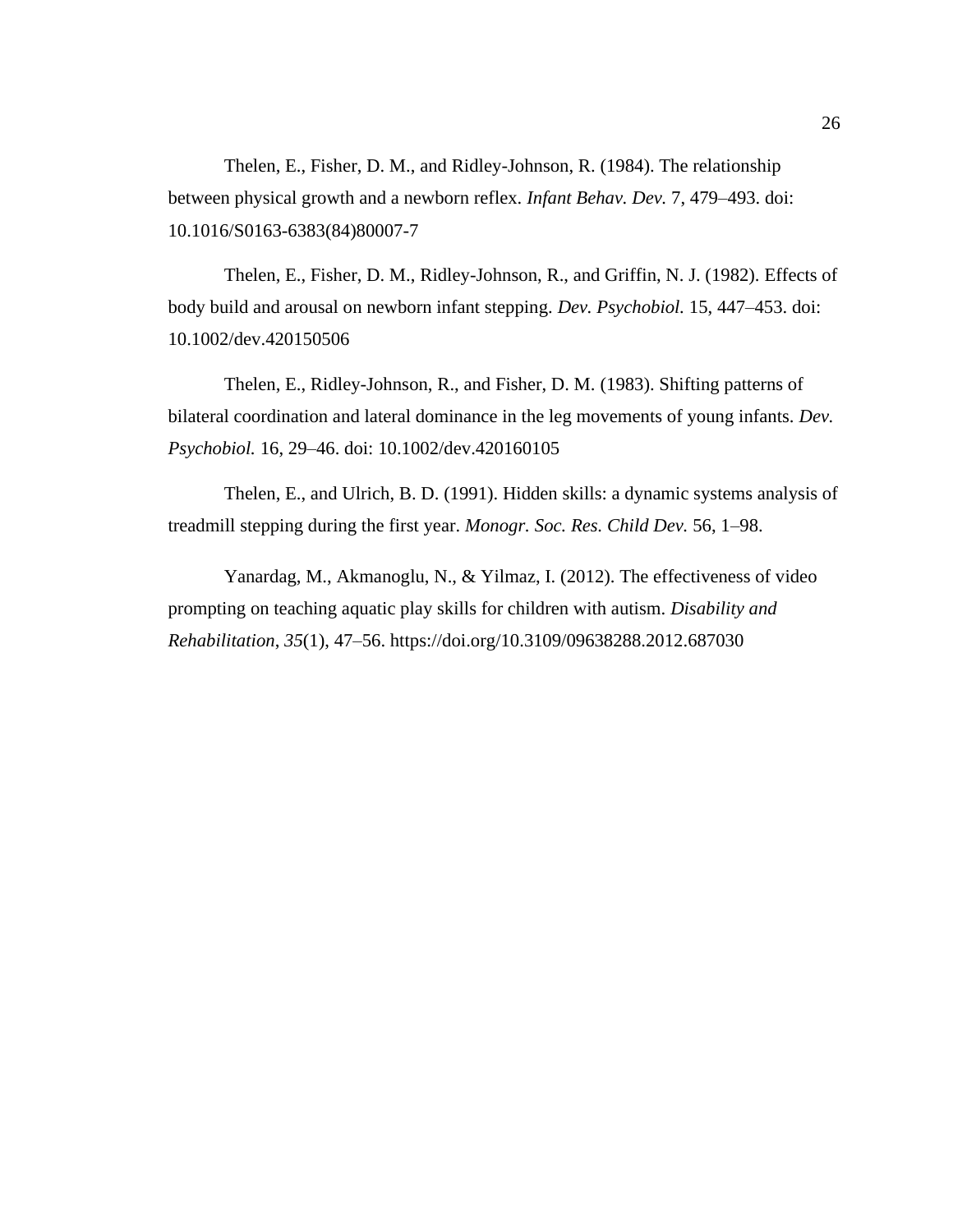Thelen, E., Fisher, D. M., and Ridley-Johnson, R. (1984). The relationship between physical growth and a newborn reflex. *Infant Behav. Dev.* 7, 479–493. doi: 10.1016/S0163-6383(84)80007-7

Thelen, E., Fisher, D. M., Ridley-Johnson, R., and Griffin, N. J. (1982). Effects of body build and arousal on newborn infant stepping. *Dev. Psychobiol.* 15, 447–453. doi: 10.1002/dev.420150506

Thelen, E., Ridley-Johnson, R., and Fisher, D. M. (1983). Shifting patterns of bilateral coordination and lateral dominance in the leg movements of young infants. *Dev. Psychobiol.* 16, 29–46. doi: 10.1002/dev.420160105

Thelen, E., and Ulrich, B. D. (1991). Hidden skills: a dynamic systems analysis of treadmill stepping during the first year. *Monogr. Soc. Res. Child Dev.* 56, 1–98.

Yanardag, M., Akmanoglu, N., & Yilmaz, I. (2012). The effectiveness of video prompting on teaching aquatic play skills for children with autism. *Disability and Rehabilitation*, *35*(1), 47–56. https://doi.org/10.3109/09638288.2012.687030